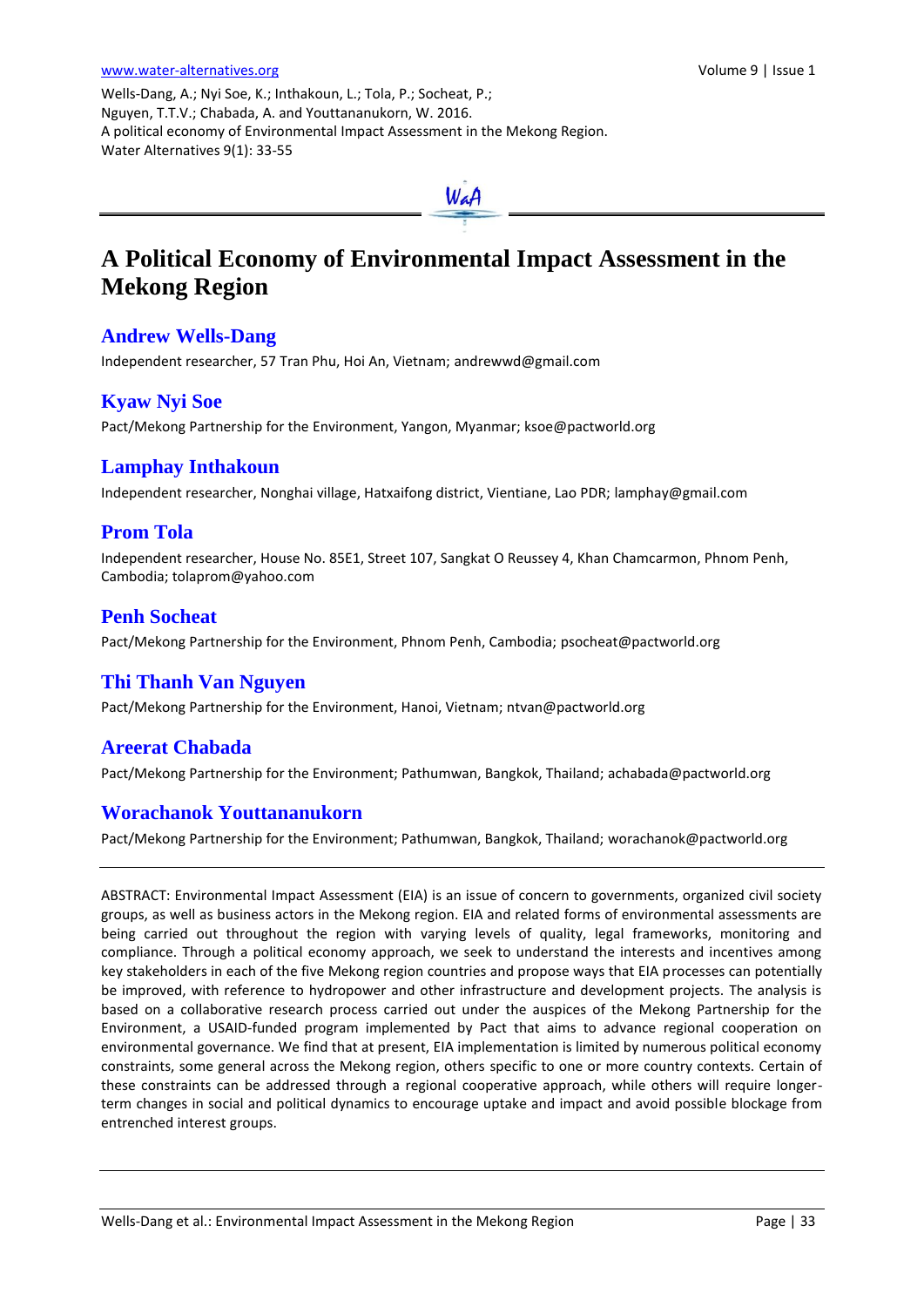Wells-Dang, A.; Nyi Soe, K.; Inthakoun, L.; Tola, P.; Socheat, P.; Nguyen, T.T.V.; Chabada, A. and Youttananukorn, W. 2016. A political economy of Environmental Impact Assessment in the Mekong Region. Water Alternatives 9(1): 33-55

# A Political Economy of Environmental Impact Assessment in the Mekong Region

## Andrew Wells-Dang

Independent researcher, 57 Tran Phu, Hoi An, Vietnam; andrewwd@gmail.com

## Kyaw Nyi Soe

Pact/Mekong Partnership for the Environment, Yangon, Myanmar; ksoe@pactworld.org

## Lamphay Inthakoun

Independent researcher, Nonghai village, Hatxaifong district, Vientiane, Lao PDR; lamphay@gmail.com

## Prom Tola

Independent researcher, House No. 85E1, Street 107, Sangkat O Reussey 4, Khan Chamcarmon, Phnom Penh, Cambodia; tolaprom@yahoo.com

## Penh Socheat

Pact/Mekong Partnership for the Environment, Phnom Penh, Cambodia; psocheat@pactworld.org

## Thi Thanh Van Nguyen

Pact/Mekong Partnership for the Environment, Hanoi, Vietnam; ntvan@pactworld.org

## Areerat Chabada

Pact/Mekong Partnership for the Environment; Pathumwan, Bangkok, Thailand; achabada@pactworld.org

## Worachanok Youttananukorn

Pact/Mekong Partnership for the Environment; Pathumwan, Bangkok, Thailand; worachanok@pactworld.org

---

ABSTRACT: Environmental Impact Assessment (EIA) is an issue of concern to governments, organized civil society groups, as well as business actors in the Mekong region. EIA and related forms of environmental assessments are being carried out throughout the region with varying levels of quality, legal frameworks, monitoring and compliance. Through a political economy approach, we seek to understand the interests and incentives among key stakeholders in each of the five Mekong region countries and propose ways that EIA processes can potentially be improved, with reference to hydropower and other infrastructure and development projects. The analysis is based on a collaborative research process carried out under the auspices of the Mekong Partnership for the Environment, a USAID-funded program implemented by Pact that aims to advance regional cooperation on environmental governance. We find that at present, EIA implementation is limited by numerous political economy constraints, some general across the Mekong region, others specific to one or more country contexts. Certain of these constraints can be addressed through a regional cooperative approach, while others will require longer-term changes in social and political dynamics to encourage uptake and impact and avoid possible blockage from entrenched interest groups.

---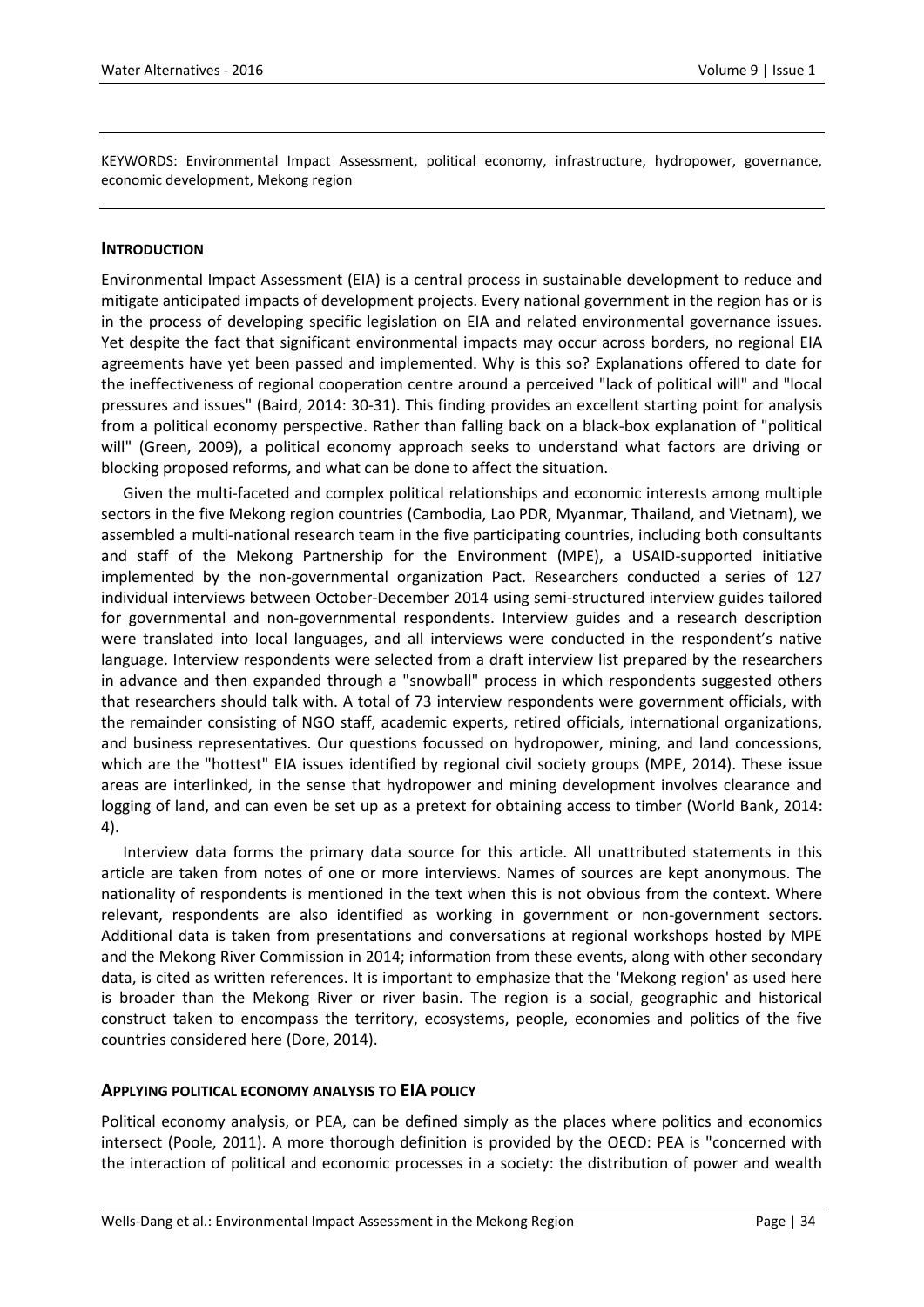KEYWORDS: Environmental Impact Assessment, political economy, infrastructure, hydropower, governance, economic development, Mekong region

## INTRODUCTION

Environmental Impact Assessment (EIA) is a central process in sustainable development to reduce and mitigate anticipated impacts of development projects. Every national government in the region has or is in the process of developing specific legislation on EIA and related environmental governance issues. Yet despite the fact that significant environmental impacts may occur across borders, no regional EIA agreements have yet been passed and implemented. Why is this so? Explanations offered to date for the ineffectiveness of regional cooperation centre around a perceived "lack of political will" and "local pressures and issues" (Baird, 2014: 30-31). This finding provides an excellent starting point for analysis from a political economy perspective. Rather than falling back on a black-box explanation of "political will" (Green, 2009), a political economy approach seeks to understand what factors are driving or blocking proposed reforms, and what can be done to affect the situation.

Given the multi-faceted and complex political relationships and economic interests among multiple sectors in the five Mekong region countries (Cambodia, Lao PDR, Myanmar, Thailand, and Vietnam), we assembled a multi-national research team in the five participating countries, including both consultants and staff of the Mekong Partnership for the Environment (MPE), a USAID-supported initiative implemented by the non-governmental organization Pact. Researchers conducted a series of 127 individual interviews between October-December 2014 using semi-structured interview guides tailored for governmental and non-governmental respondents. Interview guides and a research description were translated into local languages, and all interviews were conducted in the respondent's native language. Interview respondents were selected from a draft interview list prepared by the researchers in advance and then expanded through a "snowball" process in which respondents suggested others that researchers should talk with. A total of 73 interview respondents were government officials, with the remainder consisting of NGO staff, academic experts, retired officials, international organizations, and business representatives. Our questions focussed on hydropower, mining, and land concessions, which are the "hottest" EIA issues identified by regional civil society groups (MPE, 2014). These issue areas are interlinked, in the sense that hydropower and mining development involves clearance and logging of land, and can even be set up as a pretext for obtaining access to timber (World Bank, 2014: 4).

Interview data forms the primary data source for this article. All unattributed statements in this article are taken from notes of one or more interviews. Names of sources are kept anonymous. The nationality of respondents is mentioned in the text when this is not obvious from the context. Where relevant, respondents are also identified as working in government or non-government sectors. Additional data is taken from presentations and conversations at regional workshops hosted by MPE and the Mekong River Commission in 2014; information from these events, along with other secondary data, is cited as written references. It is important to emphasize that the 'Mekong region' as used here is broader than the Mekong River or river basin. The region is a social, geographic and historical construct taken to encompass the territory, ecosystems, people, economies and politics of the five countries considered here (Dore, 2014).

## APPLYING POLITICAL ECONOMY ANALYSIS TO EIA POLICY

Political economy analysis, or PEA, can be defined simply as the places where politics and economics intersect (Poole, 2011). A more thorough definition is provided by the OECD: PEA is "concerned with the interaction of political and economic processes in a society: the distribution of power and wealth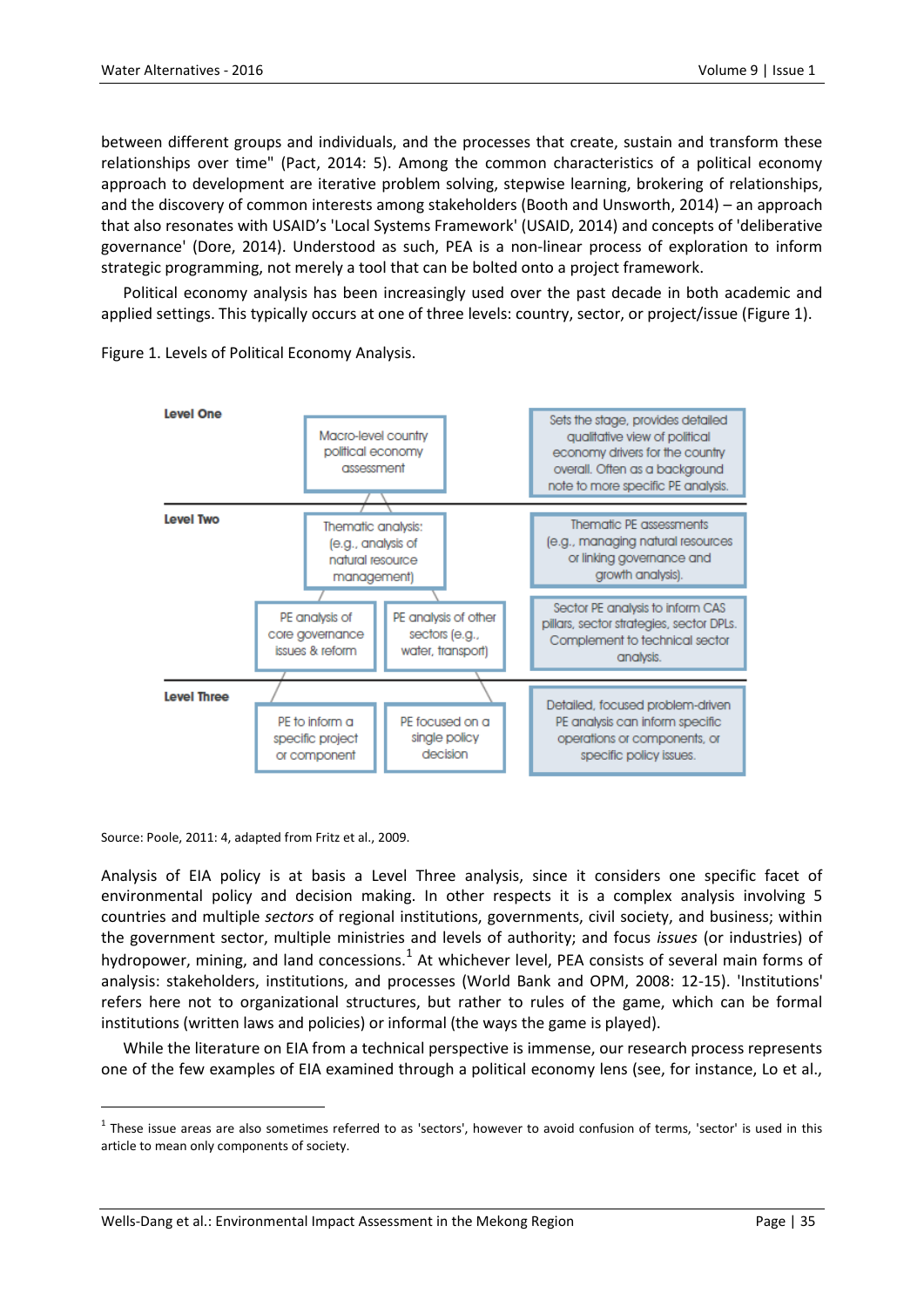between different groups and individuals, and the processes that create, sustain and transform these relationships over time" (Pact, 2014: 5). Among the common characteristics of a political economy approach to development are iterative problem solving, stepwise learning, brokering of relationships, and the discovery of common interests among stakeholders (Booth and Unsworth, 2014) – an approach that also resonates with USAID's 'Local Systems Framework' (USAID, 2014) and concepts of 'deliberative governance' (Dore, 2014). Understood as such, PEA is a non-linear process of exploration to inform strategic programming, not merely a tool that can be bolted onto a project framework.

Political economy analysis has been increasingly used over the past decade in both academic and applied settings. This typically occurs at one of three levels: country, sector, or project/issue (Figure 1).

Figure 1. Levels of Political Economy Analysis.

| Level | Analysis | | Description |
|---|---|---|---|
| Level One | Macro-level country political economy assessment | | Sets the stage, provides detailed qualitative view of political economy drivers for the country overall. Often as a background note to more specific PE analysis. |
| Level Two | Thematic analysis: (e.g., analysis of natural resource management) | | Thematic PE assessments (e.g., managing natural resources or linking governance and growth analysis). |
| | PE analysis of core governance issues & reform | PE analysis of other sectors (e.g., water, transport) | Sector PE analysis to inform CAS pillars, sector strategies, sector DPLs. Complement to technical sector analysis. |
| Level Three | PE to inform a specific project or component | PE focused on a single policy decision | Detailed, focused problem-driven PE analysis can inform specific operations or components, or specific policy issues. |

Source: Poole, 2011: 4, adapted from Fritz et al., 2009.

Analysis of EIA policy is at basis a Level Three analysis, since it considers one specific facet of environmental policy and decision making. In other respects it is a complex analysis involving 5 countries and multiple *sectors* of regional institutions, governments, civil society, and business; within the government sector, multiple ministries and levels of authority; and focus *issues* (or industries) of hydropower, mining, and land concessions.[1] At whichever level, PEA consists of several main forms of analysis: stakeholders, institutions, and processes (World Bank and OPM, 2008: 12-15). 'Institutions' refers here not to organizational structures, but rather to rules of the game, which can be formal institutions (written laws and policies) or informal (the ways the game is played).

While the literature on EIA from a technical perspective is immense, our research process represents one of the few examples of EIA examined through a political economy lens (see, for instance, Lo et al.,

[1] These issue areas are also sometimes referred to as 'sectors', however to avoid confusion of terms, 'sector' is used in this article to mean only components of society.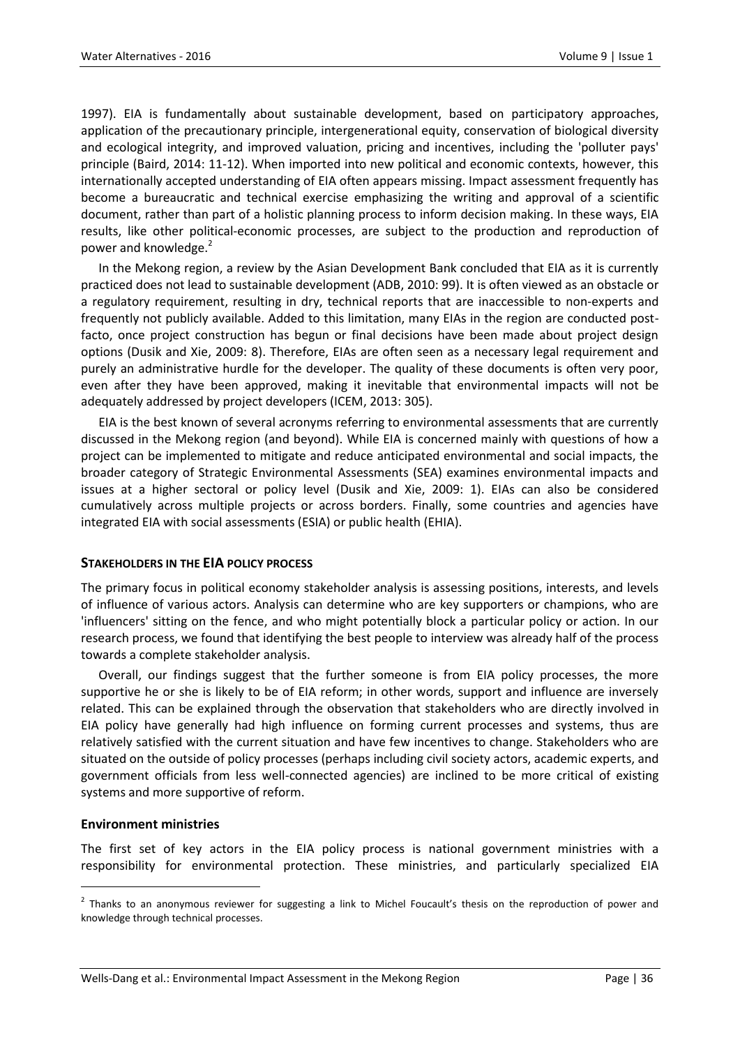1997). EIA is fundamentally about sustainable development, based on participatory approaches, application of the precautionary principle, intergenerational equity, conservation of biological diversity and ecological integrity, and improved valuation, pricing and incentives, including the 'polluter pays' principle (Baird, 2014: 11-12). When imported into new political and economic contexts, however, this internationally accepted understanding of EIA often appears missing. Impact assessment frequently has become a bureaucratic and technical exercise emphasizing the writing and approval of a scientific document, rather than part of a holistic planning process to inform decision making. In these ways, EIA results, like other political-economic processes, are subject to the production and reproduction of power and knowledge.[2]

In the Mekong region, a review by the Asian Development Bank concluded that EIA as it is currently practiced does not lead to sustainable development (ADB, 2010: 99). It is often viewed as an obstacle or a regulatory requirement, resulting in dry, technical reports that are inaccessible to non-experts and frequently not publicly available. Added to this limitation, many EIAs in the region are conducted post-facto, once project construction has begun or final decisions have been made about project design options (Dusik and Xie, 2009: 8). Therefore, EIAs are often seen as a necessary legal requirement and purely an administrative hurdle for the developer. The quality of these documents is often very poor, even after they have been approved, making it inevitable that environmental impacts will not be adequately addressed by project developers (ICEM, 2013: 305).

EIA is the best known of several acronyms referring to environmental assessments that are currently discussed in the Mekong region (and beyond). While EIA is concerned mainly with questions of how a project can be implemented to mitigate and reduce anticipated environmental and social impacts, the broader category of Strategic Environmental Assessments (SEA) examines environmental impacts and issues at a higher sectoral or policy level (Dusik and Xie, 2009: 1). EIAs can also be considered cumulatively across multiple projects or across borders. Finally, some countries and agencies have integrated EIA with social assessments (ESIA) or public health (EHIA).

## STAKEHOLDERS IN THE EIA POLICY PROCESS

The primary focus in political economy stakeholder analysis is assessing positions, interests, and levels of influence of various actors. Analysis can determine who are key supporters or champions, who are 'influencers' sitting on the fence, and who might potentially block a particular policy or action. In our research process, we found that identifying the best people to interview was already half of the process towards a complete stakeholder analysis.

Overall, our findings suggest that the further someone is from EIA policy processes, the more supportive he or she is likely to be of EIA reform; in other words, support and influence are inversely related. This can be explained through the observation that stakeholders who are directly involved in EIA policy have generally had high influence on forming current processes and systems, thus are relatively satisfied with the current situation and have few incentives to change. Stakeholders who are situated on the outside of policy processes (perhaps including civil society actors, academic experts, and government officials from less well-connected agencies) are inclined to be more critical of existing systems and more supportive of reform.

### Environment ministries

The first set of key actors in the EIA policy process is national government ministries with a responsibility for environmental protection. These ministries, and particularly specialized EIA

---

[2] Thanks to an anonymous reviewer for suggesting a link to Michel Foucault's thesis on the reproduction of power and knowledge through technical processes.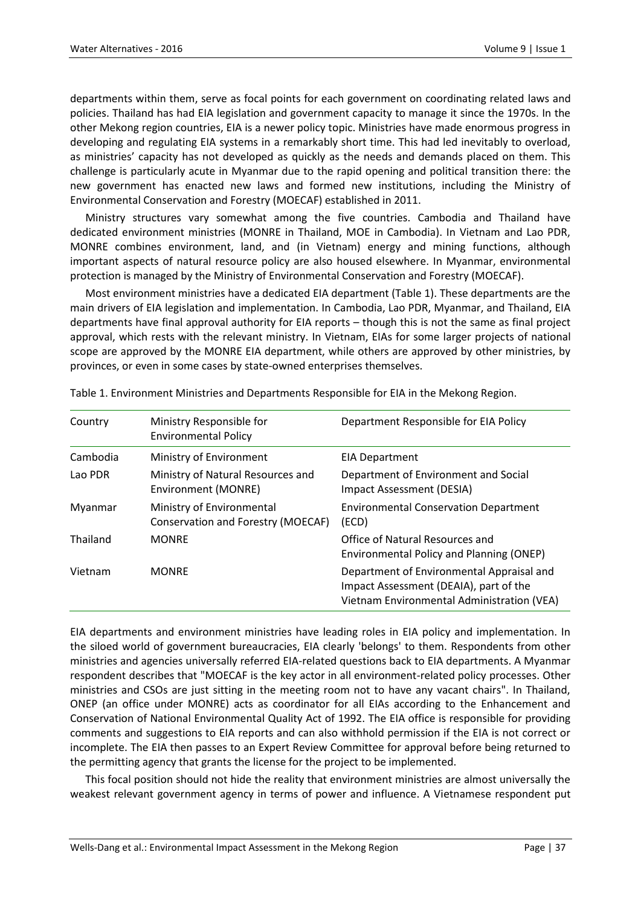departments within them, serve as focal points for each government on coordinating related laws and policies. Thailand has had EIA legislation and government capacity to manage it since the 1970s. In the other Mekong region countries, EIA is a newer policy topic. Ministries have made enormous progress in developing and regulating EIA systems in a remarkably short time. This had led inevitably to overload, as ministries' capacity has not developed as quickly as the needs and demands placed on them. This challenge is particularly acute in Myanmar due to the rapid opening and political transition there: the new government has enacted new laws and formed new institutions, including the Ministry of Environmental Conservation and Forestry (MOECAF) established in 2011.

Ministry structures vary somewhat among the five countries. Cambodia and Thailand have dedicated environment ministries (MONRE in Thailand, MOE in Cambodia). In Vietnam and Lao PDR, MONRE combines environment, land, and (in Vietnam) energy and mining functions, although important aspects of natural resource policy are also housed elsewhere. In Myanmar, environmental protection is managed by the Ministry of Environmental Conservation and Forestry (MOECAF).

Most environment ministries have a dedicated EIA department (Table 1). These departments are the main drivers of EIA legislation and implementation. In Cambodia, Lao PDR, Myanmar, and Thailand, EIA departments have final approval authority for EIA reports – though this is not the same as final project approval, which rests with the relevant ministry. In Vietnam, EIAs for some larger projects of national scope are approved by the MONRE EIA department, while others are approved by other ministries, by provinces, or even in some cases by state-owned enterprises themselves.

Table 1. Environment Ministries and Departments Responsible for EIA in the Mekong Region.

| Country | Ministry Responsible for Environmental Policy | Department Responsible for EIA Policy |
|---|---|---|
| Cambodia | Ministry of Environment | EIA Department |
| Lao PDR | Ministry of Natural Resources and Environment (MONRE) | Department of Environment and Social Impact Assessment (DESIA) |
| Myanmar | Ministry of Environmental Conservation and Forestry (MOECAF) | Environmental Conservation Department (ECD) |
| Thailand | MONRE | Office of Natural Resources and Environmental Policy and Planning (ONEP) |
| Vietnam | MONRE | Department of Environmental Appraisal and Impact Assessment (DEAIA), part of the Vietnam Environmental Administration (VEA) |

EIA departments and environment ministries have leading roles in EIA policy and implementation. In the siloed world of government bureaucracies, EIA clearly 'belongs' to them. Respondents from other ministries and agencies universally referred EIA-related questions back to EIA departments. A Myanmar respondent describes that "MOECAF is the key actor in all environment-related policy processes. Other ministries and CSOs are just sitting in the meeting room not to have any vacant chairs". In Thailand, ONEP (an office under MONRE) acts as coordinator for all EIAs according to the Enhancement and Conservation of National Environmental Quality Act of 1992. The EIA office is responsible for providing comments and suggestions to EIA reports and can also withhold permission if the EIA is not correct or incomplete. The EIA then passes to an Expert Review Committee for approval before being returned to the permitting agency that grants the license for the project to be implemented.

This focal position should not hide the reality that environment ministries are almost universally the weakest relevant government agency in terms of power and influence. A Vietnamese respondent put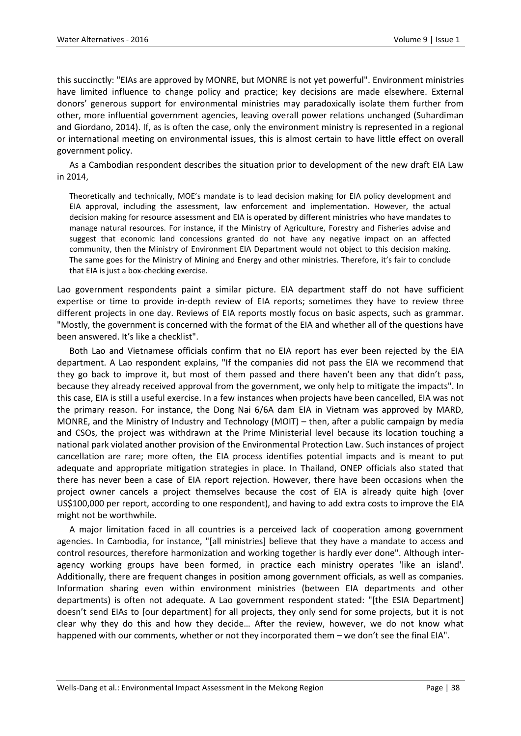this succinctly: "EIAs are approved by MONRE, but MONRE is not yet powerful". Environment ministries have limited influence to change policy and practice; key decisions are made elsewhere. External donors' generous support for environmental ministries may paradoxically isolate them further from other, more influential government agencies, leaving overall power relations unchanged (Suhardiman and Giordano, 2014). If, as is often the case, only the environment ministry is represented in a regional or international meeting on environmental issues, this is almost certain to have little effect on overall government policy.

As a Cambodian respondent describes the situation prior to development of the new draft EIA Law in 2014,

> Theoretically and technically, MOE's mandate is to lead decision making for EIA policy development and EIA approval, including the assessment, law enforcement and implementation. However, the actual decision making for resource assessment and EIA is operated by different ministries who have mandates to manage natural resources. For instance, if the Ministry of Agriculture, Forestry and Fisheries advise and suggest that economic land concessions granted do not have any negative impact on an affected community, then the Ministry of Environment EIA Department would not object to this decision making. The same goes for the Ministry of Mining and Energy and other ministries. Therefore, it's fair to conclude that EIA is just a box-checking exercise.

Lao government respondents paint a similar picture. EIA department staff do not have sufficient expertise or time to provide in-depth review of EIA reports; sometimes they have to review three different projects in one day. Reviews of EIA reports mostly focus on basic aspects, such as grammar. "Mostly, the government is concerned with the format of the EIA and whether all of the questions have been answered. It's like a checklist".

Both Lao and Vietnamese officials confirm that no EIA report has ever been rejected by the EIA department. A Lao respondent explains, "If the companies did not pass the EIA we recommend that they go back to improve it, but most of them passed and there haven't been any that didn't pass, because they already received approval from the government, we only help to mitigate the impacts". In this case, EIA is still a useful exercise. In a few instances when projects have been cancelled, EIA was not the primary reason. For instance, the Dong Nai 6/6A dam EIA in Vietnam was approved by MARD, MONRE, and the Ministry of Industry and Technology (MOIT) – then, after a public campaign by media and CSOs, the project was withdrawn at the Prime Ministerial level because its location touching a national park violated another provision of the Environmental Protection Law. Such instances of project cancellation are rare; more often, the EIA process identifies potential impacts and is meant to put adequate and appropriate mitigation strategies in place. In Thailand, ONEP officials also stated that there has never been a case of EIA report rejection. However, there have been occasions when the project owner cancels a project themselves because the cost of EIA is already quite high (over US$100,000 per report, according to one respondent), and having to add extra costs to improve the EIA might not be worthwhile.

A major limitation faced in all countries is a perceived lack of cooperation among government agencies. In Cambodia, for instance, "[all ministries] believe that they have a mandate to access and control resources, therefore harmonization and working together is hardly ever done". Although inter-agency working groups have been formed, in practice each ministry operates 'like an island'. Additionally, there are frequent changes in position among government officials, as well as companies. Information sharing even within environment ministries (between EIA departments and other departments) is often not adequate. A Lao government respondent stated: "[the ESIA Department] doesn't send EIAs to [our department] for all projects, they only send for some projects, but it is not clear why they do this and how they decide… After the review, however, we do not know what happened with our comments, whether or not they incorporated them – we don't see the final EIA".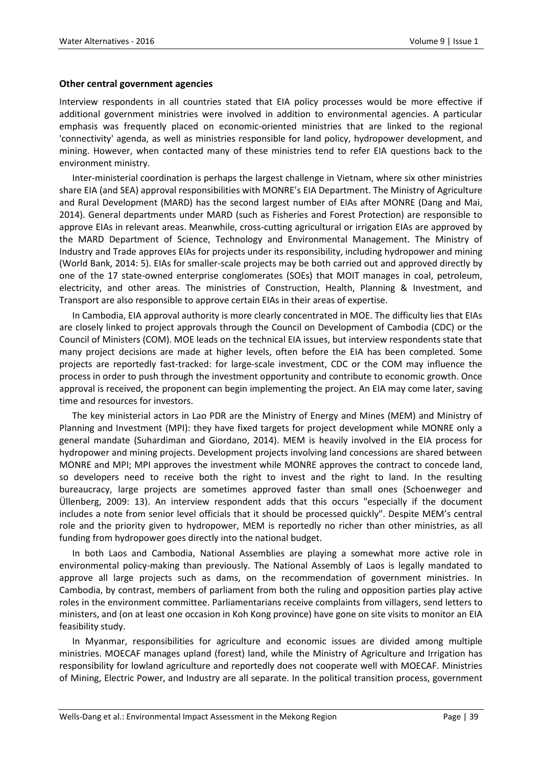**Other central government agencies**

Interview respondents in all countries stated that EIA policy processes would be more effective if additional government ministries were involved in addition to environmental agencies. A particular emphasis was frequently placed on economic-oriented ministries that are linked to the regional 'connectivity' agenda, as well as ministries responsible for land policy, hydropower development, and mining. However, when contacted many of these ministries tend to refer EIA questions back to the environment ministry.

Inter-ministerial coordination is perhaps the largest challenge in Vietnam, where six other ministries share EIA (and SEA) approval responsibilities with MONRE's EIA Department. The Ministry of Agriculture and Rural Development (MARD) has the second largest number of EIAs after MONRE (Dang and Mai, 2014). General departments under MARD (such as Fisheries and Forest Protection) are responsible to approve EIAs in relevant areas. Meanwhile, cross-cutting agricultural or irrigation EIAs are approved by the MARD Department of Science, Technology and Environmental Management. The Ministry of Industry and Trade approves EIAs for projects under its responsibility, including hydropower and mining (World Bank, 2014: 5). EIAs for smaller-scale projects may be both carried out and approved directly by one of the 17 state-owned enterprise conglomerates (SOEs) that MOIT manages in coal, petroleum, electricity, and other areas. The ministries of Construction, Health, Planning & Investment, and Transport are also responsible to approve certain EIAs in their areas of expertise.

In Cambodia, EIA approval authority is more clearly concentrated in MOE. The difficulty lies that EIAs are closely linked to project approvals through the Council on Development of Cambodia (CDC) or the Council of Ministers (COM). MOE leads on the technical EIA issues, but interview respondents state that many project decisions are made at higher levels, often before the EIA has been completed. Some projects are reportedly fast-tracked: for large-scale investment, CDC or the COM may influence the process in order to push through the investment opportunity and contribute to economic growth. Once approval is received, the proponent can begin implementing the project. An EIA may come later, saving time and resources for investors.

The key ministerial actors in Lao PDR are the Ministry of Energy and Mines (MEM) and Ministry of Planning and Investment (MPI): they have fixed targets for project development while MONRE only a general mandate (Suhardiman and Giordano, 2014). MEM is heavily involved in the EIA process for hydropower and mining projects. Development projects involving land concessions are shared between MONRE and MPI; MPI approves the investment while MONRE approves the contract to concede land, so developers need to receive both the right to invest and the right to land. In the resulting bureaucracy, large projects are sometimes approved faster than small ones (Schoenweger and Üllenberg, 2009: 13). An interview respondent adds that this occurs "especially if the document includes a note from senior level officials that it should be processed quickly". Despite MEM's central role and the priority given to hydropower, MEM is reportedly no richer than other ministries, as all funding from hydropower goes directly into the national budget.

In both Laos and Cambodia, National Assemblies are playing a somewhat more active role in environmental policy-making than previously. The National Assembly of Laos is legally mandated to approve all large projects such as dams, on the recommendation of government ministries. In Cambodia, by contrast, members of parliament from both the ruling and opposition parties play active roles in the environment committee. Parliamentarians receive complaints from villagers, send letters to ministers, and (on at least one occasion in Koh Kong province) have gone on site visits to monitor an EIA feasibility study.

In Myanmar, responsibilities for agriculture and economic issues are divided among multiple ministries. MOECAF manages upland (forest) land, while the Ministry of Agriculture and Irrigation has responsibility for lowland agriculture and reportedly does not cooperate well with MOECAF. Ministries of Mining, Electric Power, and Industry are all separate. In the political transition process, government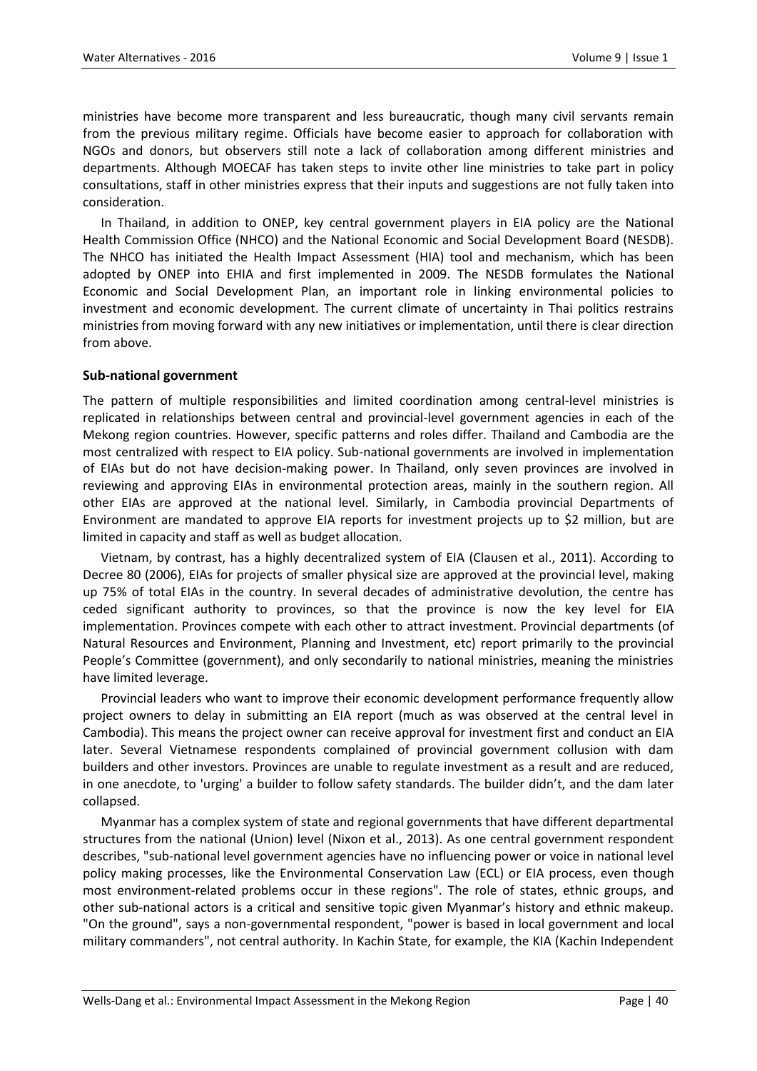ministries have become more transparent and less bureaucratic, though many civil servants remain from the previous military regime. Officials have become easier to approach for collaboration with NGOs and donors, but observers still note a lack of collaboration among different ministries and departments. Although MOECAF has taken steps to invite other line ministries to take part in policy consultations, staff in other ministries express that their inputs and suggestions are not fully taken into consideration.

In Thailand, in addition to ONEP, key central government players in EIA policy are the National Health Commission Office (NHCO) and the National Economic and Social Development Board (NESDB). The NHCO has initiated the Health Impact Assessment (HIA) tool and mechanism, which has been adopted by ONEP into EHIA and first implemented in 2009. The NESDB formulates the National Economic and Social Development Plan, an important role in linking environmental policies to investment and economic development. The current climate of uncertainty in Thai politics restrains ministries from moving forward with any new initiatives or implementation, until there is clear direction from above.

### Sub-national government

The pattern of multiple responsibilities and limited coordination among central-level ministries is replicated in relationships between central and provincial-level government agencies in each of the Mekong region countries. However, specific patterns and roles differ. Thailand and Cambodia are the most centralized with respect to EIA policy. Sub-national governments are involved in implementation of EIAs but do not have decision-making power. In Thailand, only seven provinces are involved in reviewing and approving EIAs in environmental protection areas, mainly in the southern region. All other EIAs are approved at the national level. Similarly, in Cambodia provincial Departments of Environment are mandated to approve EIA reports for investment projects up to $2 million, but are limited in capacity and staff as well as budget allocation.

Vietnam, by contrast, has a highly decentralized system of EIA (Clausen et al., 2011). According to Decree 80 (2006), EIAs for projects of smaller physical size are approved at the provincial level, making up 75% of total EIAs in the country. In several decades of administrative devolution, the centre has ceded significant authority to provinces, so that the province is now the key level for EIA implementation. Provinces compete with each other to attract investment. Provincial departments (of Natural Resources and Environment, Planning and Investment, etc) report primarily to the provincial People's Committee (government), and only secondarily to national ministries, meaning the ministries have limited leverage.

Provincial leaders who want to improve their economic development performance frequently allow project owners to delay in submitting an EIA report (much as was observed at the central level in Cambodia). This means the project owner can receive approval for investment first and conduct an EIA later. Several Vietnamese respondents complained of provincial government collusion with dam builders and other investors. Provinces are unable to regulate investment as a result and are reduced, in one anecdote, to 'urging' a builder to follow safety standards. The builder didn't, and the dam later collapsed.

Myanmar has a complex system of state and regional governments that have different departmental structures from the national (Union) level (Nixon et al., 2013). As one central government respondent describes, "sub-national level government agencies have no influencing power or voice in national level policy making processes, like the Environmental Conservation Law (ECL) or EIA process, even though most environment-related problems occur in these regions". The role of states, ethnic groups, and other sub-national actors is a critical and sensitive topic given Myanmar's history and ethnic makeup. "On the ground", says a non-governmental respondent, "power is based in local government and local military commanders", not central authority. In Kachin State, for example, the KIA (Kachin Independent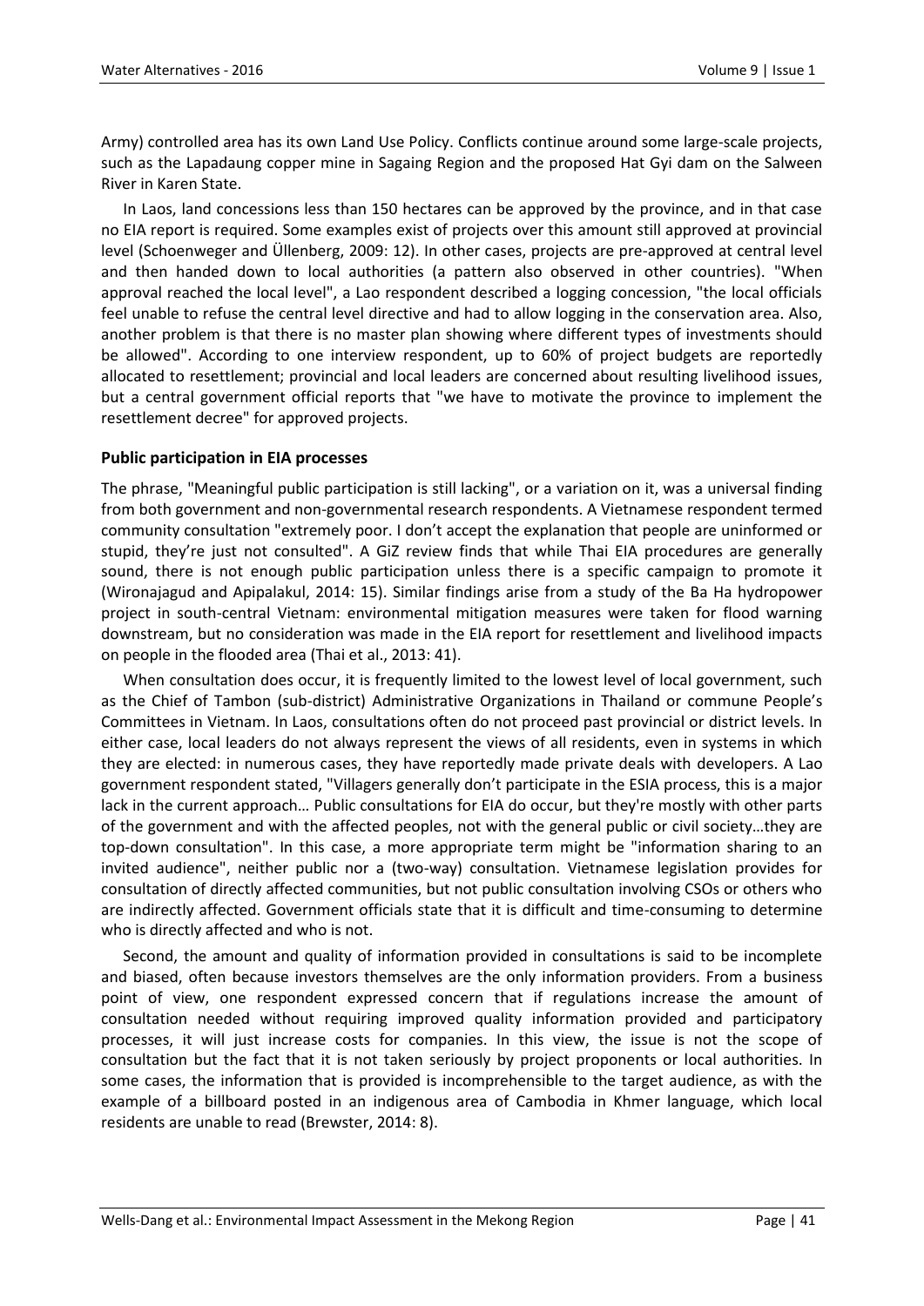Army) controlled area has its own Land Use Policy. Conflicts continue around some large-scale projects, such as the Lapadaung copper mine in Sagaing Region and the proposed Hat Gyi dam on the Salween River in Karen State.

In Laos, land concessions less than 150 hectares can be approved by the province, and in that case no EIA report is required. Some examples exist of projects over this amount still approved at provincial level (Schoenweger and Üllenberg, 2009: 12). In other cases, projects are pre-approved at central level and then handed down to local authorities (a pattern also observed in other countries). "When approval reached the local level", a Lao respondent described a logging concession, "the local officials feel unable to refuse the central level directive and had to allow logging in the conservation area. Also, another problem is that there is no master plan showing where different types of investments should be allowed". According to one interview respondent, up to 60% of project budgets are reportedly allocated to resettlement; provincial and local leaders are concerned about resulting livelihood issues, but a central government official reports that "we have to motivate the province to implement the resettlement decree" for approved projects.

**Public participation in EIA processes**

The phrase, "Meaningful public participation is still lacking", or a variation on it, was a universal finding from both government and non-governmental research respondents. A Vietnamese respondent termed community consultation "extremely poor. I don't accept the explanation that people are uninformed or stupid, they're just not consulted". A GiZ review finds that while Thai EIA procedures are generally sound, there is not enough public participation unless there is a specific campaign to promote it (Wironajagud and Apipalakul, 2014: 15). Similar findings arise from a study of the Ba Ha hydropower project in south-central Vietnam: environmental mitigation measures were taken for flood warning downstream, but no consideration was made in the EIA report for resettlement and livelihood impacts on people in the flooded area (Thai et al., 2013: 41).

When consultation does occur, it is frequently limited to the lowest level of local government, such as the Chief of Tambon (sub-district) Administrative Organizations in Thailand or commune People's Committees in Vietnam. In Laos, consultations often do not proceed past provincial or district levels. In either case, local leaders do not always represent the views of all residents, even in systems in which they are elected: in numerous cases, they have reportedly made private deals with developers. A Lao government respondent stated, "Villagers generally don't participate in the ESIA process, this is a major lack in the current approach… Public consultations for EIA do occur, but they're mostly with other parts of the government and with the affected peoples, not with the general public or civil society…they are top-down consultation". In this case, a more appropriate term might be "information sharing to an invited audience", neither public nor a (two-way) consultation. Vietnamese legislation provides for consultation of directly affected communities, but not public consultation involving CSOs or others who are indirectly affected. Government officials state that it is difficult and time-consuming to determine who is directly affected and who is not.

Second, the amount and quality of information provided in consultations is said to be incomplete and biased, often because investors themselves are the only information providers. From a business point of view, one respondent expressed concern that if regulations increase the amount of consultation needed without requiring improved quality information provided and participatory processes, it will just increase costs for companies. In this view, the issue is not the scope of consultation but the fact that it is not taken seriously by project proponents or local authorities. In some cases, the information that is provided is incomprehensible to the target audience, as with the example of a billboard posted in an indigenous area of Cambodia in Khmer language, which local residents are unable to read (Brewster, 2014: 8).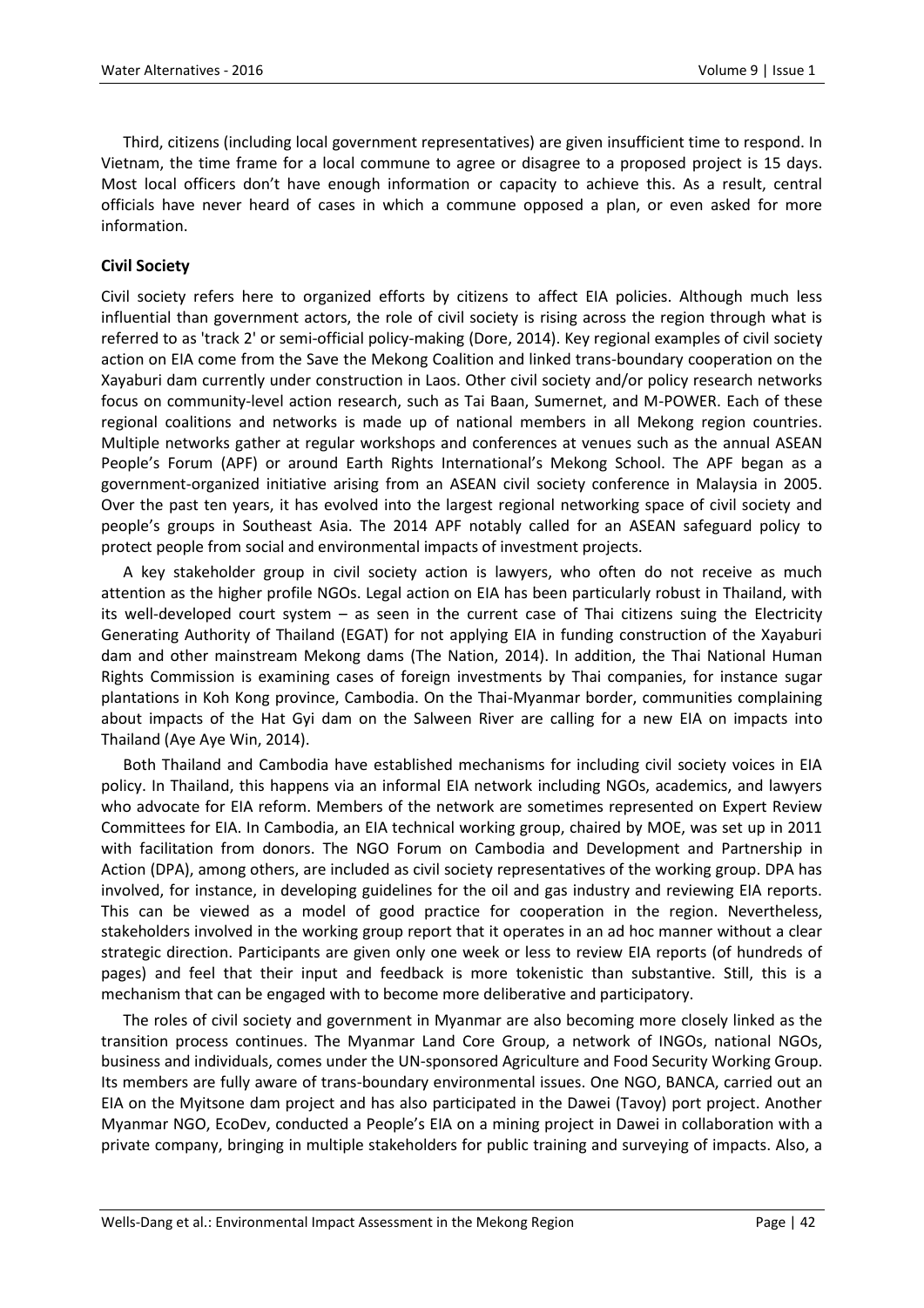Third, citizens (including local government representatives) are given insufficient time to respond. In Vietnam, the time frame for a local commune to agree or disagree to a proposed project is 15 days. Most local officers don't have enough information or capacity to achieve this. As a result, central officials have never heard of cases in which a commune opposed a plan, or even asked for more information.

**Civil Society**

Civil society refers here to organized efforts by citizens to affect EIA policies. Although much less influential than government actors, the role of civil society is rising across the region through what is referred to as 'track 2' or semi-official policy-making (Dore, 2014). Key regional examples of civil society action on EIA come from the Save the Mekong Coalition and linked trans-boundary cooperation on the Xayaburi dam currently under construction in Laos. Other civil society and/or policy research networks focus on community-level action research, such as Tai Baan, Sumernet, and M-POWER. Each of these regional coalitions and networks is made up of national members in all Mekong region countries. Multiple networks gather at regular workshops and conferences at venues such as the annual ASEAN People's Forum (APF) or around Earth Rights International's Mekong School. The APF began as a government-organized initiative arising from an ASEAN civil society conference in Malaysia in 2005. Over the past ten years, it has evolved into the largest regional networking space of civil society and people's groups in Southeast Asia. The 2014 APF notably called for an ASEAN safeguard policy to protect people from social and environmental impacts of investment projects.

A key stakeholder group in civil society action is lawyers, who often do not receive as much attention as the higher profile NGOs. Legal action on EIA has been particularly robust in Thailand, with its well-developed court system – as seen in the current case of Thai citizens suing the Electricity Generating Authority of Thailand (EGAT) for not applying EIA in funding construction of the Xayaburi dam and other mainstream Mekong dams (The Nation, 2014). In addition, the Thai National Human Rights Commission is examining cases of foreign investments by Thai companies, for instance sugar plantations in Koh Kong province, Cambodia. On the Thai-Myanmar border, communities complaining about impacts of the Hat Gyi dam on the Salween River are calling for a new EIA on impacts into Thailand (Aye Aye Win, 2014).

Both Thailand and Cambodia have established mechanisms for including civil society voices in EIA policy. In Thailand, this happens via an informal EIA network including NGOs, academics, and lawyers who advocate for EIA reform. Members of the network are sometimes represented on Expert Review Committees for EIA. In Cambodia, an EIA technical working group, chaired by MOE, was set up in 2011 with facilitation from donors. The NGO Forum on Cambodia and Development and Partnership in Action (DPA), among others, are included as civil society representatives of the working group. DPA has involved, for instance, in developing guidelines for the oil and gas industry and reviewing EIA reports. This can be viewed as a model of good practice for cooperation in the region. Nevertheless, stakeholders involved in the working group report that it operates in an ad hoc manner without a clear strategic direction. Participants are given only one week or less to review EIA reports (of hundreds of pages) and feel that their input and feedback is more tokenistic than substantive. Still, this is a mechanism that can be engaged with to become more deliberative and participatory.

The roles of civil society and government in Myanmar are also becoming more closely linked as the transition process continues. The Myanmar Land Core Group, a network of INGOs, national NGOs, business and individuals, comes under the UN-sponsored Agriculture and Food Security Working Group. Its members are fully aware of trans-boundary environmental issues. One NGO, BANCA, carried out an EIA on the Myitsone dam project and has also participated in the Dawei (Tavoy) port project. Another Myanmar NGO, EcoDev, conducted a People's EIA on a mining project in Dawei in collaboration with a private company, bringing in multiple stakeholders for public training and surveying of impacts. Also, a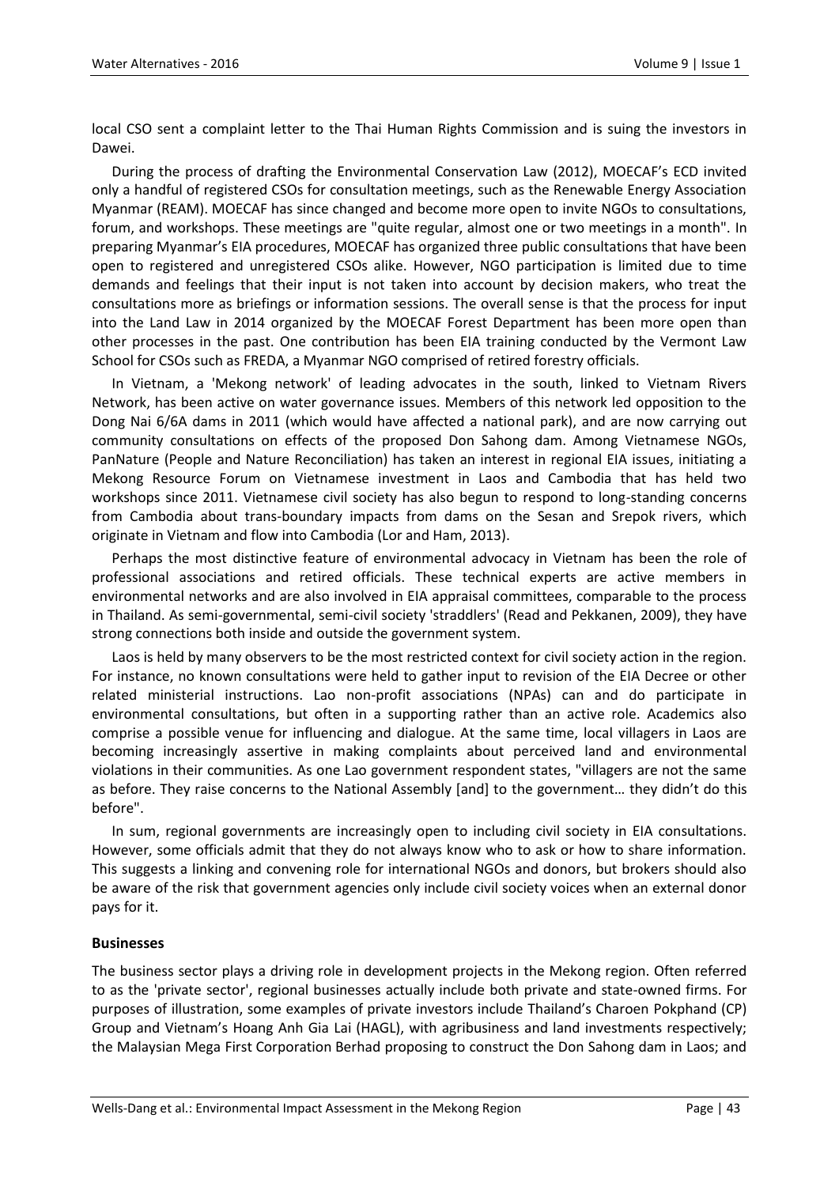local CSO sent a complaint letter to the Thai Human Rights Commission and is suing the investors in Dawei.

During the process of drafting the Environmental Conservation Law (2012), MOECAF's ECD invited only a handful of registered CSOs for consultation meetings, such as the Renewable Energy Association Myanmar (REAM). MOECAF has since changed and become more open to invite NGOs to consultations, forum, and workshops. These meetings are "quite regular, almost one or two meetings in a month". In preparing Myanmar's EIA procedures, MOECAF has organized three public consultations that have been open to registered and unregistered CSOs alike. However, NGO participation is limited due to time demands and feelings that their input is not taken into account by decision makers, who treat the consultations more as briefings or information sessions. The overall sense is that the process for input into the Land Law in 2014 organized by the MOECAF Forest Department has been more open than other processes in the past. One contribution has been EIA training conducted by the Vermont Law School for CSOs such as FREDA, a Myanmar NGO comprised of retired forestry officials.

In Vietnam, a 'Mekong network' of leading advocates in the south, linked to Vietnam Rivers Network, has been active on water governance issues. Members of this network led opposition to the Dong Nai 6/6A dams in 2011 (which would have affected a national park), and are now carrying out community consultations on effects of the proposed Don Sahong dam. Among Vietnamese NGOs, PanNature (People and Nature Reconciliation) has taken an interest in regional EIA issues, initiating a Mekong Resource Forum on Vietnamese investment in Laos and Cambodia that has held two workshops since 2011. Vietnamese civil society has also begun to respond to long-standing concerns from Cambodia about trans-boundary impacts from dams on the Sesan and Srepok rivers, which originate in Vietnam and flow into Cambodia (Lor and Ham, 2013).

Perhaps the most distinctive feature of environmental advocacy in Vietnam has been the role of professional associations and retired officials. These technical experts are active members in environmental networks and are also involved in EIA appraisal committees, comparable to the process in Thailand. As semi-governmental, semi-civil society 'straddlers' (Read and Pekkanen, 2009), they have strong connections both inside and outside the government system.

Laos is held by many observers to be the most restricted context for civil society action in the region. For instance, no known consultations were held to gather input to revision of the EIA Decree or other related ministerial instructions. Lao non-profit associations (NPAs) can and do participate in environmental consultations, but often in a supporting rather than an active role. Academics also comprise a possible venue for influencing and dialogue. At the same time, local villagers in Laos are becoming increasingly assertive in making complaints about perceived land and environmental violations in their communities. As one Lao government respondent states, "villagers are not the same as before. They raise concerns to the National Assembly [and] to the government… they didn't do this before".

In sum, regional governments are increasingly open to including civil society in EIA consultations. However, some officials admit that they do not always know who to ask or how to share information. This suggests a linking and convening role for international NGOs and donors, but brokers should also be aware of the risk that government agencies only include civil society voices when an external donor pays for it.

### Businesses

The business sector plays a driving role in development projects in the Mekong region. Often referred to as the 'private sector', regional businesses actually include both private and state-owned firms. For purposes of illustration, some examples of private investors include Thailand's Charoen Pokphand (CP) Group and Vietnam's Hoang Anh Gia Lai (HAGL), with agribusiness and land investments respectively; the Malaysian Mega First Corporation Berhad proposing to construct the Don Sahong dam in Laos; and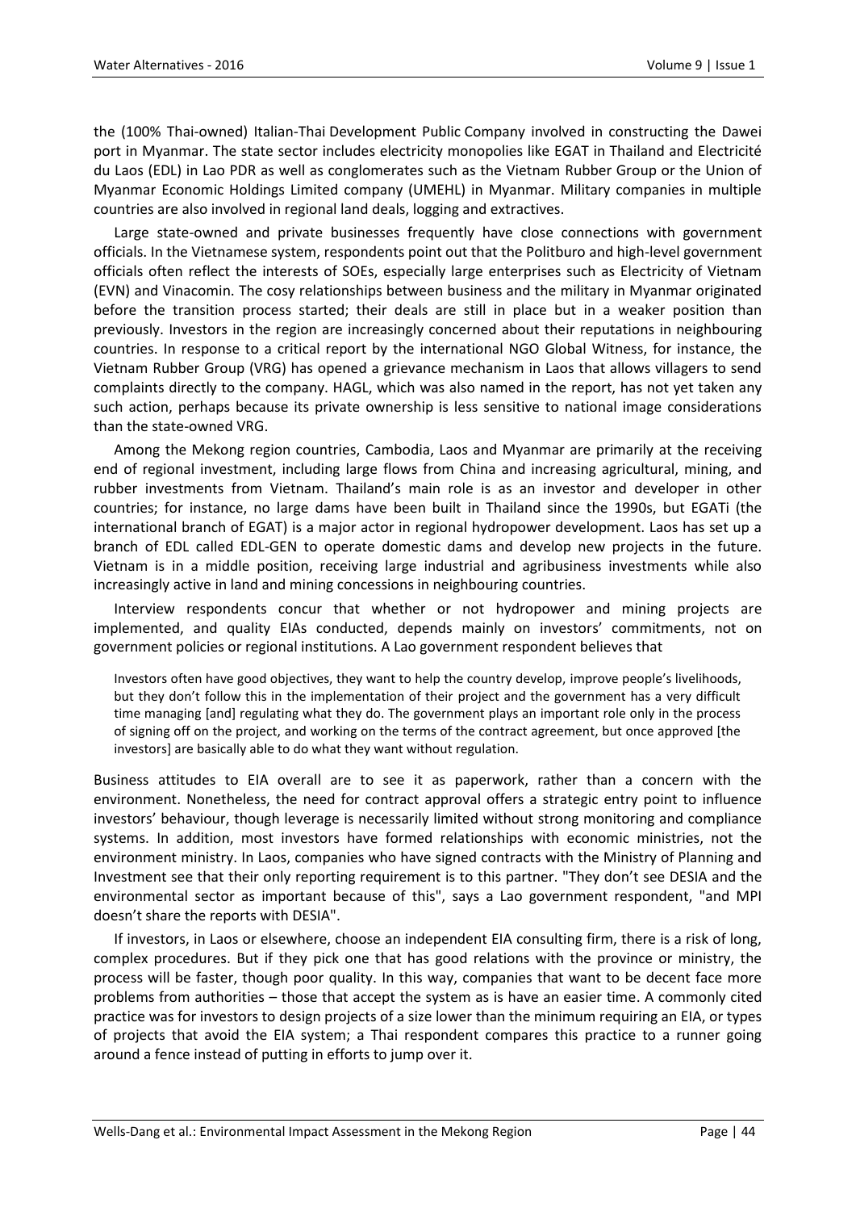the (100% Thai-owned) Italian-Thai Development Public Company involved in constructing the Dawei port in Myanmar. The state sector includes electricity monopolies like EGAT in Thailand and Electricité du Laos (EDL) in Lao PDR as well as conglomerates such as the Vietnam Rubber Group or the Union of Myanmar Economic Holdings Limited company (UMEHL) in Myanmar. Military companies in multiple countries are also involved in regional land deals, logging and extractives.

Large state-owned and private businesses frequently have close connections with government officials. In the Vietnamese system, respondents point out that the Politburo and high-level government officials often reflect the interests of SOEs, especially large enterprises such as Electricity of Vietnam (EVN) and Vinacomin. The cosy relationships between business and the military in Myanmar originated before the transition process started; their deals are still in place but in a weaker position than previously. Investors in the region are increasingly concerned about their reputations in neighbouring countries. In response to a critical report by the international NGO Global Witness, for instance, the Vietnam Rubber Group (VRG) has opened a grievance mechanism in Laos that allows villagers to send complaints directly to the company. HAGL, which was also named in the report, has not yet taken any such action, perhaps because its private ownership is less sensitive to national image considerations than the state-owned VRG.

Among the Mekong region countries, Cambodia, Laos and Myanmar are primarily at the receiving end of regional investment, including large flows from China and increasing agricultural, mining, and rubber investments from Vietnam. Thailand's main role is as an investor and developer in other countries; for instance, no large dams have been built in Thailand since the 1990s, but EGATi (the international branch of EGAT) is a major actor in regional hydropower development. Laos has set up a branch of EDL called EDL-GEN to operate domestic dams and develop new projects in the future. Vietnam is in a middle position, receiving large industrial and agribusiness investments while also increasingly active in land and mining concessions in neighbouring countries.

Interview respondents concur that whether or not hydropower and mining projects are implemented, and quality EIAs conducted, depends mainly on investors' commitments, not on government policies or regional institutions. A Lao government respondent believes that

> Investors often have good objectives, they want to help the country develop, improve people's livelihoods, but they don't follow this in the implementation of their project and the government has a very difficult time managing [and] regulating what they do. The government plays an important role only in the process of signing off on the project, and working on the terms of the contract agreement, but once approved [the investors] are basically able to do what they want without regulation.

Business attitudes to EIA overall are to see it as paperwork, rather than a concern with the environment. Nonetheless, the need for contract approval offers a strategic entry point to influence investors' behaviour, though leverage is necessarily limited without strong monitoring and compliance systems. In addition, most investors have formed relationships with economic ministries, not the environment ministry. In Laos, companies who have signed contracts with the Ministry of Planning and Investment see that their only reporting requirement is to this partner. "They don't see DESIA and the environmental sector as important because of this", says a Lao government respondent, "and MPI doesn't share the reports with DESIA".

If investors, in Laos or elsewhere, choose an independent EIA consulting firm, there is a risk of long, complex procedures. But if they pick one that has good relations with the province or ministry, the process will be faster, though poor quality. In this way, companies that want to be decent face more problems from authorities – those that accept the system as is have an easier time. A commonly cited practice was for investors to design projects of a size lower than the minimum requiring an EIA, or types of projects that avoid the EIA system; a Thai respondent compares this practice to a runner going around a fence instead of putting in efforts to jump over it.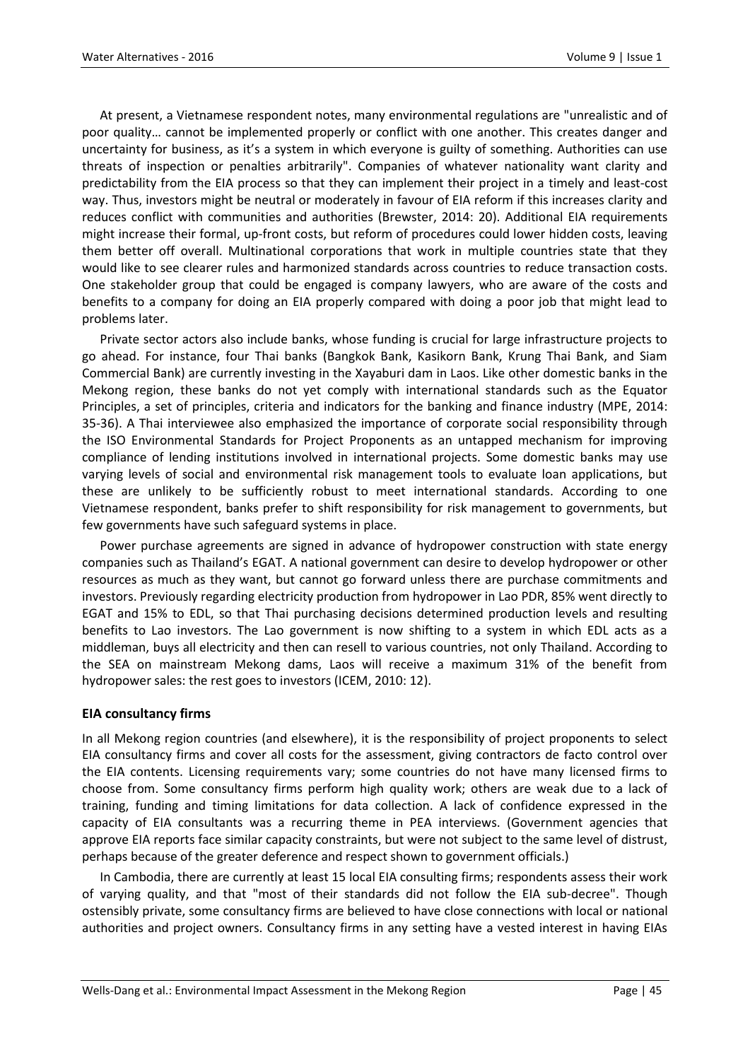At present, a Vietnamese respondent notes, many environmental regulations are "unrealistic and of poor quality… cannot be implemented properly or conflict with one another. This creates danger and uncertainty for business, as it's a system in which everyone is guilty of something. Authorities can use threats of inspection or penalties arbitrarily". Companies of whatever nationality want clarity and predictability from the EIA process so that they can implement their project in a timely and least-cost way. Thus, investors might be neutral or moderately in favour of EIA reform if this increases clarity and reduces conflict with communities and authorities (Brewster, 2014: 20). Additional EIA requirements might increase their formal, up-front costs, but reform of procedures could lower hidden costs, leaving them better off overall. Multinational corporations that work in multiple countries state that they would like to see clearer rules and harmonized standards across countries to reduce transaction costs. One stakeholder group that could be engaged is company lawyers, who are aware of the costs and benefits to a company for doing an EIA properly compared with doing a poor job that might lead to problems later.

Private sector actors also include banks, whose funding is crucial for large infrastructure projects to go ahead. For instance, four Thai banks (Bangkok Bank, Kasikorn Bank, Krung Thai Bank, and Siam Commercial Bank) are currently investing in the Xayaburi dam in Laos. Like other domestic banks in the Mekong region, these banks do not yet comply with international standards such as the Equator Principles, a set of principles, criteria and indicators for the banking and finance industry (MPE, 2014: 35-36). A Thai interviewee also emphasized the importance of corporate social responsibility through the ISO Environmental Standards for Project Proponents as an untapped mechanism for improving compliance of lending institutions involved in international projects. Some domestic banks may use varying levels of social and environmental risk management tools to evaluate loan applications, but these are unlikely to be sufficiently robust to meet international standards. According to one Vietnamese respondent, banks prefer to shift responsibility for risk management to governments, but few governments have such safeguard systems in place.

Power purchase agreements are signed in advance of hydropower construction with state energy companies such as Thailand's EGAT. A national government can desire to develop hydropower or other resources as much as they want, but cannot go forward unless there are purchase commitments and investors. Previously regarding electricity production from hydropower in Lao PDR, 85% went directly to EGAT and 15% to EDL, so that Thai purchasing decisions determined production levels and resulting benefits to Lao investors. The Lao government is now shifting to a system in which EDL acts as a middleman, buys all electricity and then can resell to various countries, not only Thailand. According to the SEA on mainstream Mekong dams, Laos will receive a maximum 31% of the benefit from hydropower sales: the rest goes to investors (ICEM, 2010: 12).

### EIA consultancy firms

In all Mekong region countries (and elsewhere), it is the responsibility of project proponents to select EIA consultancy firms and cover all costs for the assessment, giving contractors de facto control over the EIA contents. Licensing requirements vary; some countries do not have many licensed firms to choose from. Some consultancy firms perform high quality work; others are weak due to a lack of training, funding and timing limitations for data collection. A lack of confidence expressed in the capacity of EIA consultants was a recurring theme in PEA interviews. (Government agencies that approve EIA reports face similar capacity constraints, but were not subject to the same level of distrust, perhaps because of the greater deference and respect shown to government officials.)

In Cambodia, there are currently at least 15 local EIA consulting firms; respondents assess their work of varying quality, and that "most of their standards did not follow the EIA sub-decree". Though ostensibly private, some consultancy firms are believed to have close connections with local or national authorities and project owners. Consultancy firms in any setting have a vested interest in having EIAs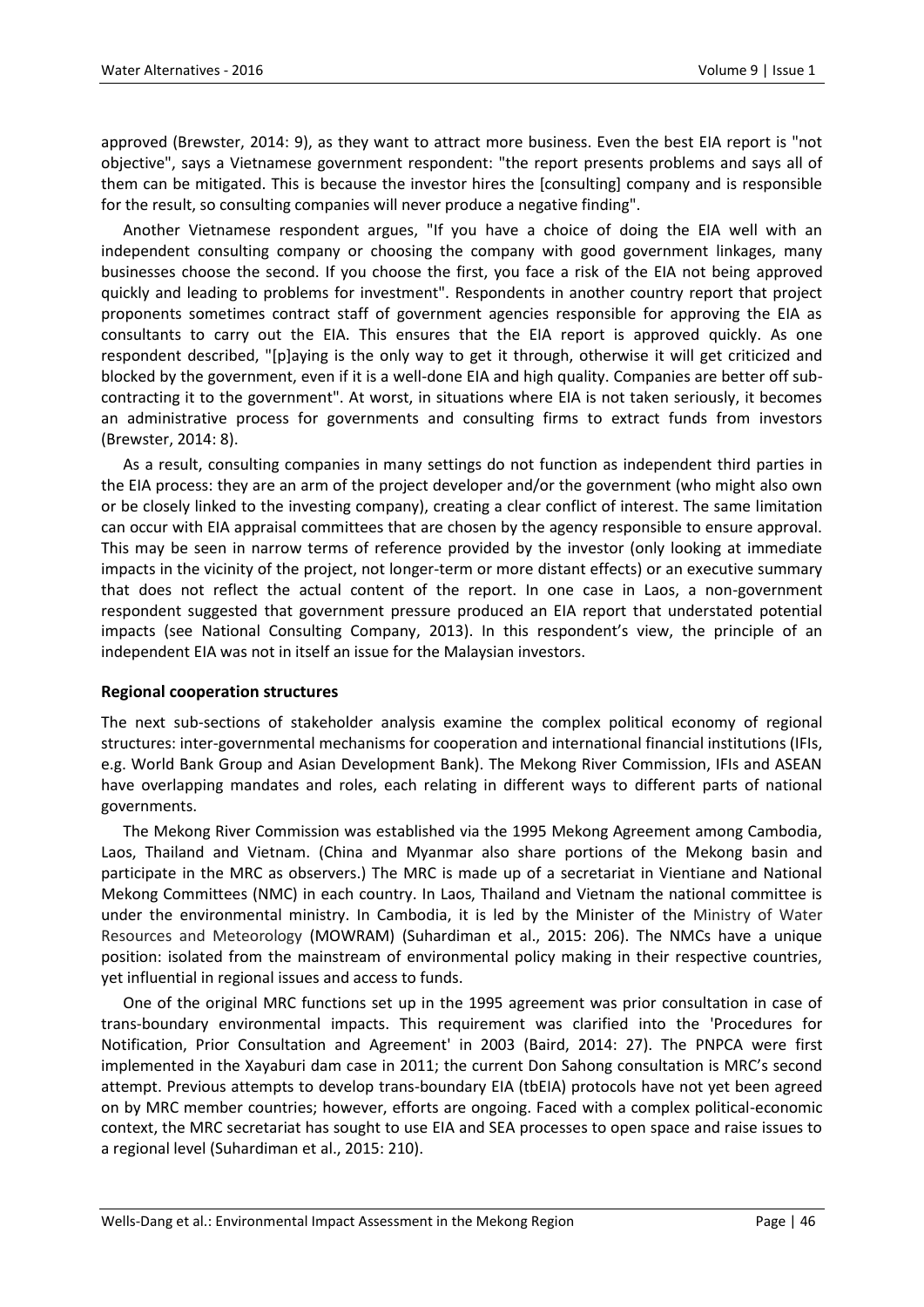approved (Brewster, 2014: 9), as they want to attract more business. Even the best EIA report is "not objective", says a Vietnamese government respondent: "the report presents problems and says all of them can be mitigated. This is because the investor hires the [consulting] company and is responsible for the result, so consulting companies will never produce a negative finding".

Another Vietnamese respondent argues, "If you have a choice of doing the EIA well with an independent consulting company or choosing the company with good government linkages, many businesses choose the second. If you choose the first, you face a risk of the EIA not being approved quickly and leading to problems for investment". Respondents in another country report that project proponents sometimes contract staff of government agencies responsible for approving the EIA as consultants to carry out the EIA. This ensures that the EIA report is approved quickly. As one respondent described, "[p]aying is the only way to get it through, otherwise it will get criticized and blocked by the government, even if it is a well-done EIA and high quality. Companies are better off sub-contracting it to the government". At worst, in situations where EIA is not taken seriously, it becomes an administrative process for governments and consulting firms to extract funds from investors (Brewster, 2014: 8).

As a result, consulting companies in many settings do not function as independent third parties in the EIA process: they are an arm of the project developer and/or the government (who might also own or be closely linked to the investing company), creating a clear conflict of interest. The same limitation can occur with EIA appraisal committees that are chosen by the agency responsible to ensure approval. This may be seen in narrow terms of reference provided by the investor (only looking at immediate impacts in the vicinity of the project, not longer-term or more distant effects) or an executive summary that does not reflect the actual content of the report. In one case in Laos, a non-government respondent suggested that government pressure produced an EIA report that understated potential impacts (see National Consulting Company, 2013). In this respondent's view, the principle of an independent EIA was not in itself an issue for the Malaysian investors.

**Regional cooperation structures**

The next sub-sections of stakeholder analysis examine the complex political economy of regional structures: inter-governmental mechanisms for cooperation and international financial institutions (IFIs, e.g. World Bank Group and Asian Development Bank). The Mekong River Commission, IFIs and ASEAN have overlapping mandates and roles, each relating in different ways to different parts of national governments.

The Mekong River Commission was established via the 1995 Mekong Agreement among Cambodia, Laos, Thailand and Vietnam. (China and Myanmar also share portions of the Mekong basin and participate in the MRC as observers.) The MRC is made up of a secretariat in Vientiane and National Mekong Committees (NMC) in each country. In Laos, Thailand and Vietnam the national committee is under the environmental ministry. In Cambodia, it is led by the Minister of the Ministry of Water Resources and Meteorology (MOWRAM) (Suhardiman et al., 2015: 206). The NMCs have a unique position: isolated from the mainstream of environmental policy making in their respective countries, yet influential in regional issues and access to funds.

One of the original MRC functions set up in the 1995 agreement was prior consultation in case of trans-boundary environmental impacts. This requirement was clarified into the 'Procedures for Notification, Prior Consultation and Agreement' in 2003 (Baird, 2014: 27). The PNPCA were first implemented in the Xayaburi dam case in 2011; the current Don Sahong consultation is MRC's second attempt. Previous attempts to develop trans-boundary EIA (tbEIA) protocols have not yet been agreed on by MRC member countries; however, efforts are ongoing. Faced with a complex political-economic context, the MRC secretariat has sought to use EIA and SEA processes to open space and raise issues to a regional level (Suhardiman et al., 2015: 210).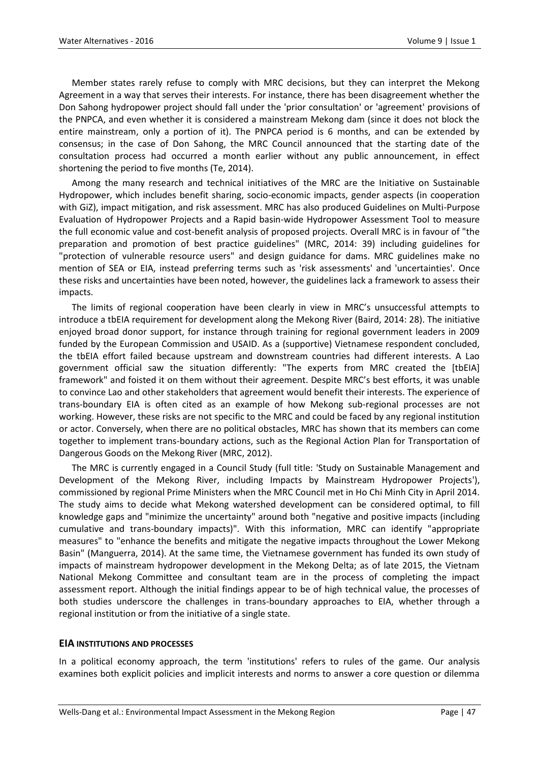Member states rarely refuse to comply with MRC decisions, but they can interpret the Mekong Agreement in a way that serves their interests. For instance, there has been disagreement whether the Don Sahong hydropower project should fall under the 'prior consultation' or 'agreement' provisions of the PNPCA, and even whether it is considered a mainstream Mekong dam (since it does not block the entire mainstream, only a portion of it). The PNPCA period is 6 months, and can be extended by consensus; in the case of Don Sahong, the MRC Council announced that the starting date of the consultation process had occurred a month earlier without any public announcement, in effect shortening the period to five months (Te, 2014).

Among the many research and technical initiatives of the MRC are the Initiative on Sustainable Hydropower, which includes benefit sharing, socio-economic impacts, gender aspects (in cooperation with GiZ), impact mitigation, and risk assessment. MRC has also produced Guidelines on Multi-Purpose Evaluation of Hydropower Projects and a Rapid basin-wide Hydropower Assessment Tool to measure the full economic value and cost-benefit analysis of proposed projects. Overall MRC is in favour of "the preparation and promotion of best practice guidelines" (MRC, 2014: 39) including guidelines for "protection of vulnerable resource users" and design guidance for dams. MRC guidelines make no mention of SEA or EIA, instead preferring terms such as 'risk assessments' and 'uncertainties'. Once these risks and uncertainties have been noted, however, the guidelines lack a framework to assess their impacts.

The limits of regional cooperation have been clearly in view in MRC's unsuccessful attempts to introduce a tbEIA requirement for development along the Mekong River (Baird, 2014: 28). The initiative enjoyed broad donor support, for instance through training for regional government leaders in 2009 funded by the European Commission and USAID. As a (supportive) Vietnamese respondent concluded, the tbEIA effort failed because upstream and downstream countries had different interests. A Lao government official saw the situation differently: "The experts from MRC created the [tbEIA] framework" and foisted it on them without their agreement. Despite MRC's best efforts, it was unable to convince Lao and other stakeholders that agreement would benefit their interests. The experience of trans-boundary EIA is often cited as an example of how Mekong sub-regional processes are not working. However, these risks are not specific to the MRC and could be faced by any regional institution or actor. Conversely, when there are no political obstacles, MRC has shown that its members can come together to implement trans-boundary actions, such as the Regional Action Plan for Transportation of Dangerous Goods on the Mekong River (MRC, 2012).

The MRC is currently engaged in a Council Study (full title: 'Study on Sustainable Management and Development of the Mekong River, including Impacts by Mainstream Hydropower Projects'), commissioned by regional Prime Ministers when the MRC Council met in Ho Chi Minh City in April 2014. The study aims to decide what Mekong watershed development can be considered optimal, to fill knowledge gaps and "minimize the uncertainty" around both "negative and positive impacts (including cumulative and trans-boundary impacts)". With this information, MRC can identify "appropriate measures" to "enhance the benefits and mitigate the negative impacts throughout the Lower Mekong Basin" (Manguerra, 2014). At the same time, the Vietnamese government has funded its own study of impacts of mainstream hydropower development in the Mekong Delta; as of late 2015, the Vietnam National Mekong Committee and consultant team are in the process of completing the impact assessment report. Although the initial findings appear to be of high technical value, the processes of both studies underscore the challenges in trans-boundary approaches to EIA, whether through a regional institution or from the initiative of a single state.

## EIA INSTITUTIONS AND PROCESSES

In a political economy approach, the term 'institutions' refers to rules of the game. Our analysis examines both explicit policies and implicit interests and norms to answer a core question or dilemma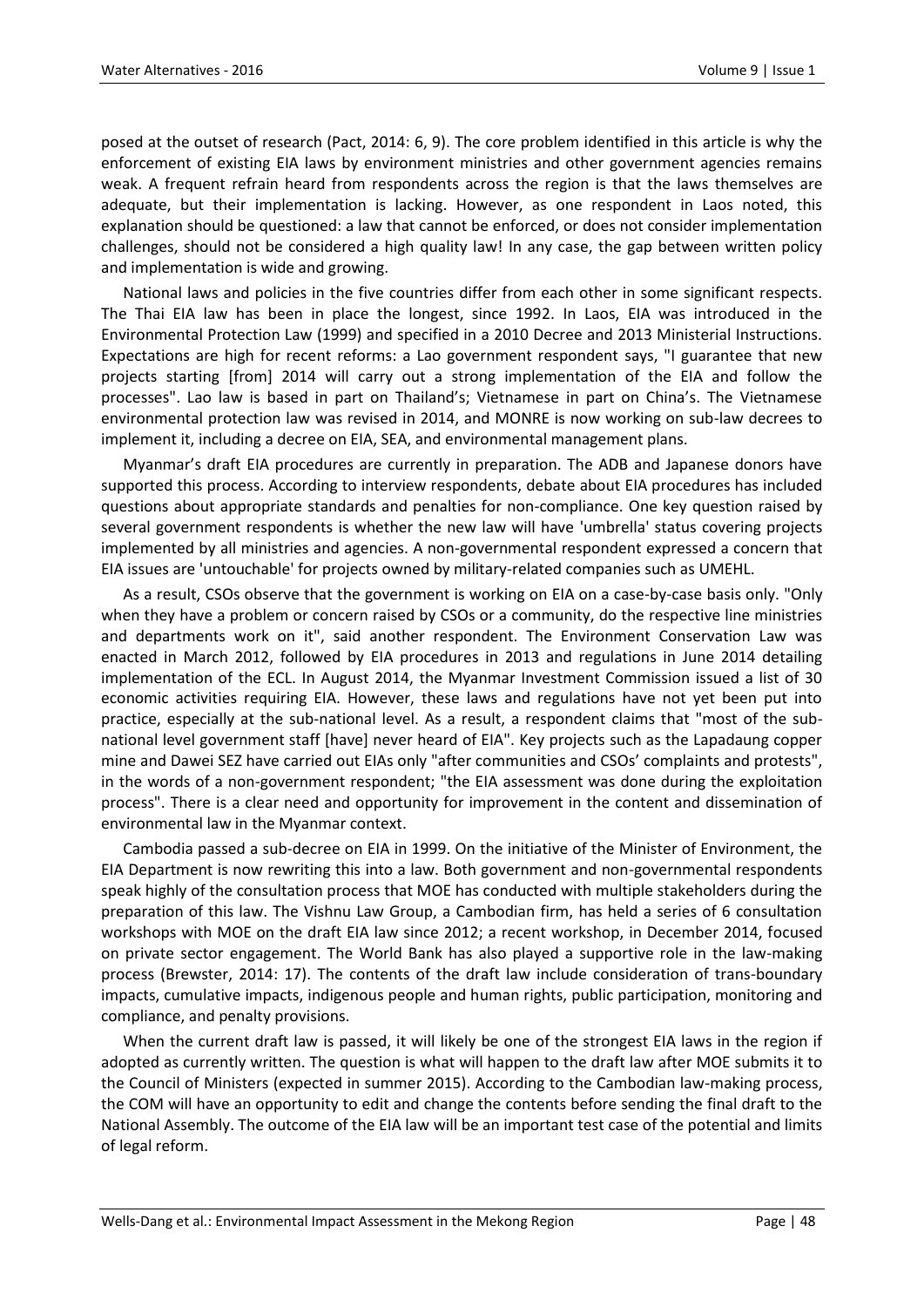posed at the outset of research (Pact, 2014: 6, 9). The core problem identified in this article is why the enforcement of existing EIA laws by environment ministries and other government agencies remains weak. A frequent refrain heard from respondents across the region is that the laws themselves are adequate, but their implementation is lacking. However, as one respondent in Laos noted, this explanation should be questioned: a law that cannot be enforced, or does not consider implementation challenges, should not be considered a high quality law! In any case, the gap between written policy and implementation is wide and growing.

National laws and policies in the five countries differ from each other in some significant respects. The Thai EIA law has been in place the longest, since 1992. In Laos, EIA was introduced in the Environmental Protection Law (1999) and specified in a 2010 Decree and 2013 Ministerial Instructions. Expectations are high for recent reforms: a Lao government respondent says, "I guarantee that new projects starting [from] 2014 will carry out a strong implementation of the EIA and follow the processes". Lao law is based in part on Thailand's; Vietnamese in part on China's. The Vietnamese environmental protection law was revised in 2014, and MONRE is now working on sub-law decrees to implement it, including a decree on EIA, SEA, and environmental management plans.

Myanmar's draft EIA procedures are currently in preparation. The ADB and Japanese donors have supported this process. According to interview respondents, debate about EIA procedures has included questions about appropriate standards and penalties for non-compliance. One key question raised by several government respondents is whether the new law will have 'umbrella' status covering projects implemented by all ministries and agencies. A non-governmental respondent expressed a concern that EIA issues are 'untouchable' for projects owned by military-related companies such as UMEHL.

As a result, CSOs observe that the government is working on EIA on a case-by-case basis only. "Only when they have a problem or concern raised by CSOs or a community, do the respective line ministries and departments work on it", said another respondent. The Environment Conservation Law was enacted in March 2012, followed by EIA procedures in 2013 and regulations in June 2014 detailing implementation of the ECL. In August 2014, the Myanmar Investment Commission issued a list of 30 economic activities requiring EIA. However, these laws and regulations have not yet been put into practice, especially at the sub-national level. As a result, a respondent claims that "most of the sub-national level government staff [have] never heard of EIA". Key projects such as the Lapadaung copper mine and Dawei SEZ have carried out EIAs only "after communities and CSOs' complaints and protests", in the words of a non-government respondent; "the EIA assessment was done during the exploitation process". There is a clear need and opportunity for improvement in the content and dissemination of environmental law in the Myanmar context.

Cambodia passed a sub-decree on EIA in 1999. On the initiative of the Minister of Environment, the EIA Department is now rewriting this into a law. Both government and non-governmental respondents speak highly of the consultation process that MOE has conducted with multiple stakeholders during the preparation of this law. The Vishnu Law Group, a Cambodian firm, has held a series of 6 consultation workshops with MOE on the draft EIA law since 2012; a recent workshop, in December 2014, focused on private sector engagement. The World Bank has also played a supportive role in the law-making process (Brewster, 2014: 17). The contents of the draft law include consideration of trans-boundary impacts, cumulative impacts, indigenous people and human rights, public participation, monitoring and compliance, and penalty provisions.

When the current draft law is passed, it will likely be one of the strongest EIA laws in the region if adopted as currently written. The question is what will happen to the draft law after MOE submits it to the Council of Ministers (expected in summer 2015). According to the Cambodian law-making process, the COM will have an opportunity to edit and change the contents before sending the final draft to the National Assembly. The outcome of the EIA law will be an important test case of the potential and limits of legal reform.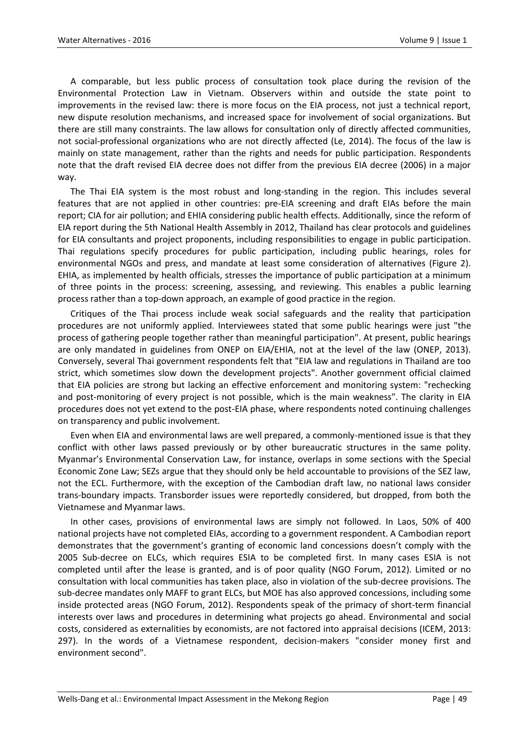A comparable, but less public process of consultation took place during the revision of the Environmental Protection Law in Vietnam. Observers within and outside the state point to improvements in the revised law: there is more focus on the EIA process, not just a technical report, new dispute resolution mechanisms, and increased space for involvement of social organizations. But there are still many constraints. The law allows for consultation only of directly affected communities, not social-professional organizations who are not directly affected (Le, 2014). The focus of the law is mainly on state management, rather than the rights and needs for public participation. Respondents note that the draft revised EIA decree does not differ from the previous EIA decree (2006) in a major way.

The Thai EIA system is the most robust and long-standing in the region. This includes several features that are not applied in other countries: pre-EIA screening and draft EIAs before the main report; CIA for air pollution; and EHIA considering public health effects. Additionally, since the reform of EIA report during the 5th National Health Assembly in 2012, Thailand has clear protocols and guidelines for EIA consultants and project proponents, including responsibilities to engage in public participation. Thai regulations specify procedures for public participation, including public hearings, roles for environmental NGOs and press, and mandate at least some consideration of alternatives (Figure 2). EHIA, as implemented by health officials, stresses the importance of public participation at a minimum of three points in the process: screening, assessing, and reviewing. This enables a public learning process rather than a top-down approach, an example of good practice in the region.

Critiques of the Thai process include weak social safeguards and the reality that participation procedures are not uniformly applied. Interviewees stated that some public hearings were just "the process of gathering people together rather than meaningful participation". At present, public hearings are only mandated in guidelines from ONEP on EIA/EHIA, not at the level of the law (ONEP, 2013). Conversely, several Thai government respondents felt that "EIA law and regulations in Thailand are too strict, which sometimes slow down the development projects". Another government official claimed that EIA policies are strong but lacking an effective enforcement and monitoring system: "rechecking and post-monitoring of every project is not possible, which is the main weakness". The clarity in EIA procedures does not yet extend to the post-EIA phase, where respondents noted continuing challenges on transparency and public involvement.

Even when EIA and environmental laws are well prepared, a commonly-mentioned issue is that they conflict with other laws passed previously or by other bureaucratic structures in the same polity. Myanmar's Environmental Conservation Law, for instance, overlaps in some sections with the Special Economic Zone Law; SEZs argue that they should only be held accountable to provisions of the SEZ law, not the ECL. Furthermore, with the exception of the Cambodian draft law, no national laws consider trans-boundary impacts. Transborder issues were reportedly considered, but dropped, from both the Vietnamese and Myanmar laws.

In other cases, provisions of environmental laws are simply not followed. In Laos, 50% of 400 national projects have not completed EIAs, according to a government respondent. A Cambodian report demonstrates that the government's granting of economic land concessions doesn't comply with the 2005 Sub-decree on ELCs, which requires ESIA to be completed first. In many cases ESIA is not completed until after the lease is granted, and is of poor quality (NGO Forum, 2012). Limited or no consultation with local communities has taken place, also in violation of the sub-decree provisions. The sub-decree mandates only MAFF to grant ELCs, but MOE has also approved concessions, including some inside protected areas (NGO Forum, 2012). Respondents speak of the primacy of short-term financial interests over laws and procedures in determining what projects go ahead. Environmental and social costs, considered as externalities by economists, are not factored into appraisal decisions (ICEM, 2013: 297). In the words of a Vietnamese respondent, decision-makers "consider money first and environment second".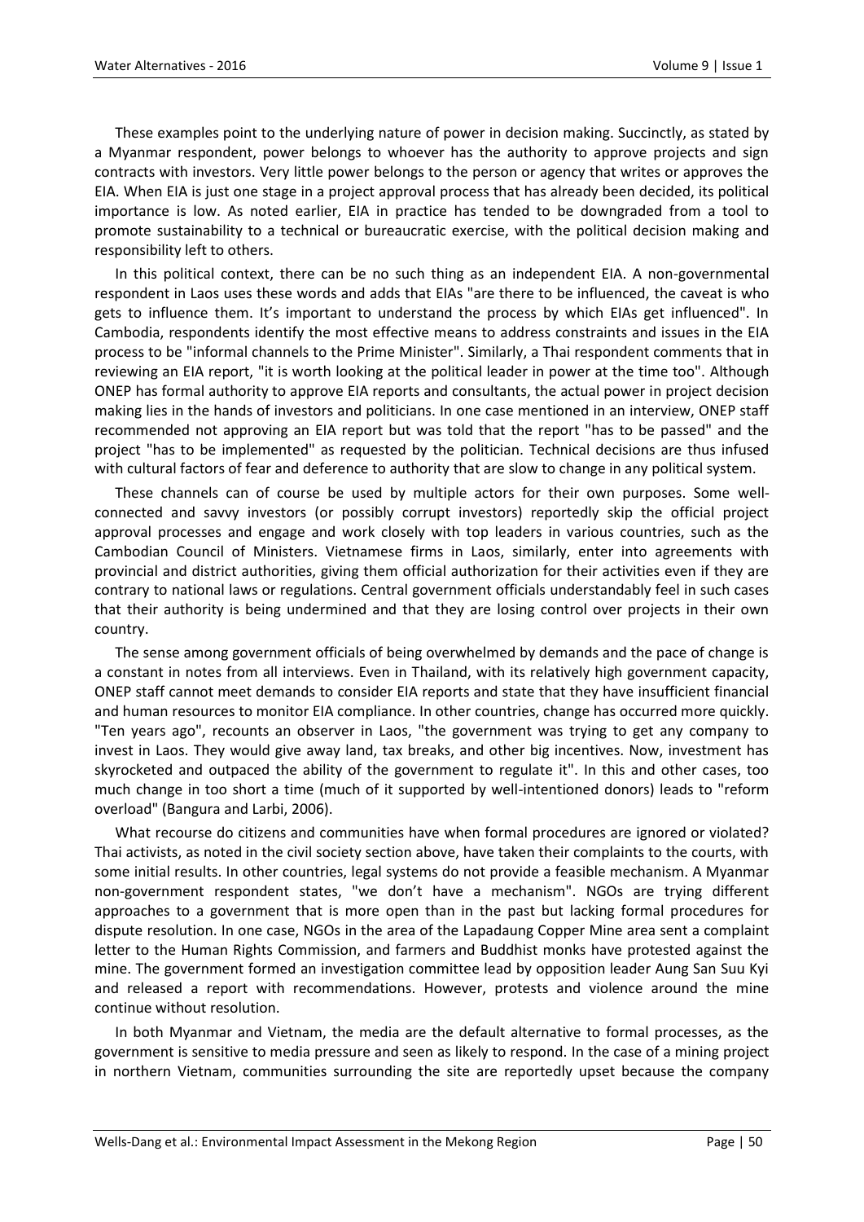These examples point to the underlying nature of power in decision making. Succinctly, as stated by a Myanmar respondent, power belongs to whoever has the authority to approve projects and sign contracts with investors. Very little power belongs to the person or agency that writes or approves the EIA. When EIA is just one stage in a project approval process that has already been decided, its political importance is low. As noted earlier, EIA in practice has tended to be downgraded from a tool to promote sustainability to a technical or bureaucratic exercise, with the political decision making and responsibility left to others.

In this political context, there can be no such thing as an independent EIA. A non-governmental respondent in Laos uses these words and adds that EIAs "are there to be influenced, the caveat is who gets to influence them. It's important to understand the process by which EIAs get influenced". In Cambodia, respondents identify the most effective means to address constraints and issues in the EIA process to be "informal channels to the Prime Minister". Similarly, a Thai respondent comments that in reviewing an EIA report, "it is worth looking at the political leader in power at the time too". Although ONEP has formal authority to approve EIA reports and consultants, the actual power in project decision making lies in the hands of investors and politicians. In one case mentioned in an interview, ONEP staff recommended not approving an EIA report but was told that the report "has to be passed" and the project "has to be implemented" as requested by the politician. Technical decisions are thus infused with cultural factors of fear and deference to authority that are slow to change in any political system.

These channels can of course be used by multiple actors for their own purposes. Some well-connected and savvy investors (or possibly corrupt investors) reportedly skip the official project approval processes and engage and work closely with top leaders in various countries, such as the Cambodian Council of Ministers. Vietnamese firms in Laos, similarly, enter into agreements with provincial and district authorities, giving them official authorization for their activities even if they are contrary to national laws or regulations. Central government officials understandably feel in such cases that their authority is being undermined and that they are losing control over projects in their own country.

The sense among government officials of being overwhelmed by demands and the pace of change is a constant in notes from all interviews. Even in Thailand, with its relatively high government capacity, ONEP staff cannot meet demands to consider EIA reports and state that they have insufficient financial and human resources to monitor EIA compliance. In other countries, change has occurred more quickly. "Ten years ago", recounts an observer in Laos, "the government was trying to get any company to invest in Laos. They would give away land, tax breaks, and other big incentives. Now, investment has skyrocketed and outpaced the ability of the government to regulate it". In this and other cases, too much change in too short a time (much of it supported by well-intentioned donors) leads to "reform overload" (Bangura and Larbi, 2006).

What recourse do citizens and communities have when formal procedures are ignored or violated? Thai activists, as noted in the civil society section above, have taken their complaints to the courts, with some initial results. In other countries, legal systems do not provide a feasible mechanism. A Myanmar non-government respondent states, "we don't have a mechanism". NGOs are trying different approaches to a government that is more open than in the past but lacking formal procedures for dispute resolution. In one case, NGOs in the area of the Lapadaung Copper Mine area sent a complaint letter to the Human Rights Commission, and farmers and Buddhist monks have protested against the mine. The government formed an investigation committee lead by opposition leader Aung San Suu Kyi and released a report with recommendations. However, protests and violence around the mine continue without resolution.

In both Myanmar and Vietnam, the media are the default alternative to formal processes, as the government is sensitive to media pressure and seen as likely to respond. In the case of a mining project in northern Vietnam, communities surrounding the site are reportedly upset because the company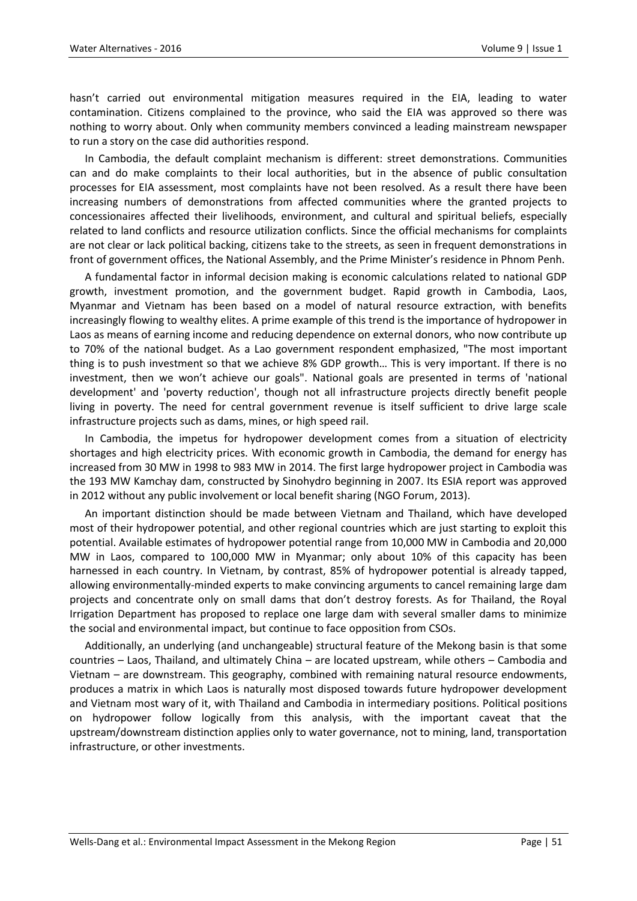hasn't carried out environmental mitigation measures required in the EIA, leading to water contamination. Citizens complained to the province, who said the EIA was approved so there was nothing to worry about. Only when community members convinced a leading mainstream newspaper to run a story on the case did authorities respond.

In Cambodia, the default complaint mechanism is different: street demonstrations. Communities can and do make complaints to their local authorities, but in the absence of public consultation processes for EIA assessment, most complaints have not been resolved. As a result there have been increasing numbers of demonstrations from affected communities where the granted projects to concessionaires affected their livelihoods, environment, and cultural and spiritual beliefs, especially related to land conflicts and resource utilization conflicts. Since the official mechanisms for complaints are not clear or lack political backing, citizens take to the streets, as seen in frequent demonstrations in front of government offices, the National Assembly, and the Prime Minister's residence in Phnom Penh.

A fundamental factor in informal decision making is economic calculations related to national GDP growth, investment promotion, and the government budget. Rapid growth in Cambodia, Laos, Myanmar and Vietnam has been based on a model of natural resource extraction, with benefits increasingly flowing to wealthy elites. A prime example of this trend is the importance of hydropower in Laos as means of earning income and reducing dependence on external donors, who now contribute up to 70% of the national budget. As a Lao government respondent emphasized, "The most important thing is to push investment so that we achieve 8% GDP growth… This is very important. If there is no investment, then we won't achieve our goals". National goals are presented in terms of 'national development' and 'poverty reduction', though not all infrastructure projects directly benefit people living in poverty. The need for central government revenue is itself sufficient to drive large scale infrastructure projects such as dams, mines, or high speed rail.

In Cambodia, the impetus for hydropower development comes from a situation of electricity shortages and high electricity prices. With economic growth in Cambodia, the demand for energy has increased from 30 MW in 1998 to 983 MW in 2014. The first large hydropower project in Cambodia was the 193 MW Kamchay dam, constructed by Sinohydro beginning in 2007. Its ESIA report was approved in 2012 without any public involvement or local benefit sharing (NGO Forum, 2013).

An important distinction should be made between Vietnam and Thailand, which have developed most of their hydropower potential, and other regional countries which are just starting to exploit this potential. Available estimates of hydropower potential range from 10,000 MW in Cambodia and 20,000 MW in Laos, compared to 100,000 MW in Myanmar; only about 10% of this capacity has been harnessed in each country. In Vietnam, by contrast, 85% of hydropower potential is already tapped, allowing environmentally-minded experts to make convincing arguments to cancel remaining large dam projects and concentrate only on small dams that don't destroy forests. As for Thailand, the Royal Irrigation Department has proposed to replace one large dam with several smaller dams to minimize the social and environmental impact, but continue to face opposition from CSOs.

Additionally, an underlying (and unchangeable) structural feature of the Mekong basin is that some countries – Laos, Thailand, and ultimately China – are located upstream, while others – Cambodia and Vietnam – are downstream. This geography, combined with remaining natural resource endowments, produces a matrix in which Laos is naturally most disposed towards future hydropower development and Vietnam most wary of it, with Thailand and Cambodia in intermediary positions. Political positions on hydropower follow logically from this analysis, with the important caveat that the upstream/downstream distinction applies only to water governance, not to mining, land, transportation infrastructure, or other investments.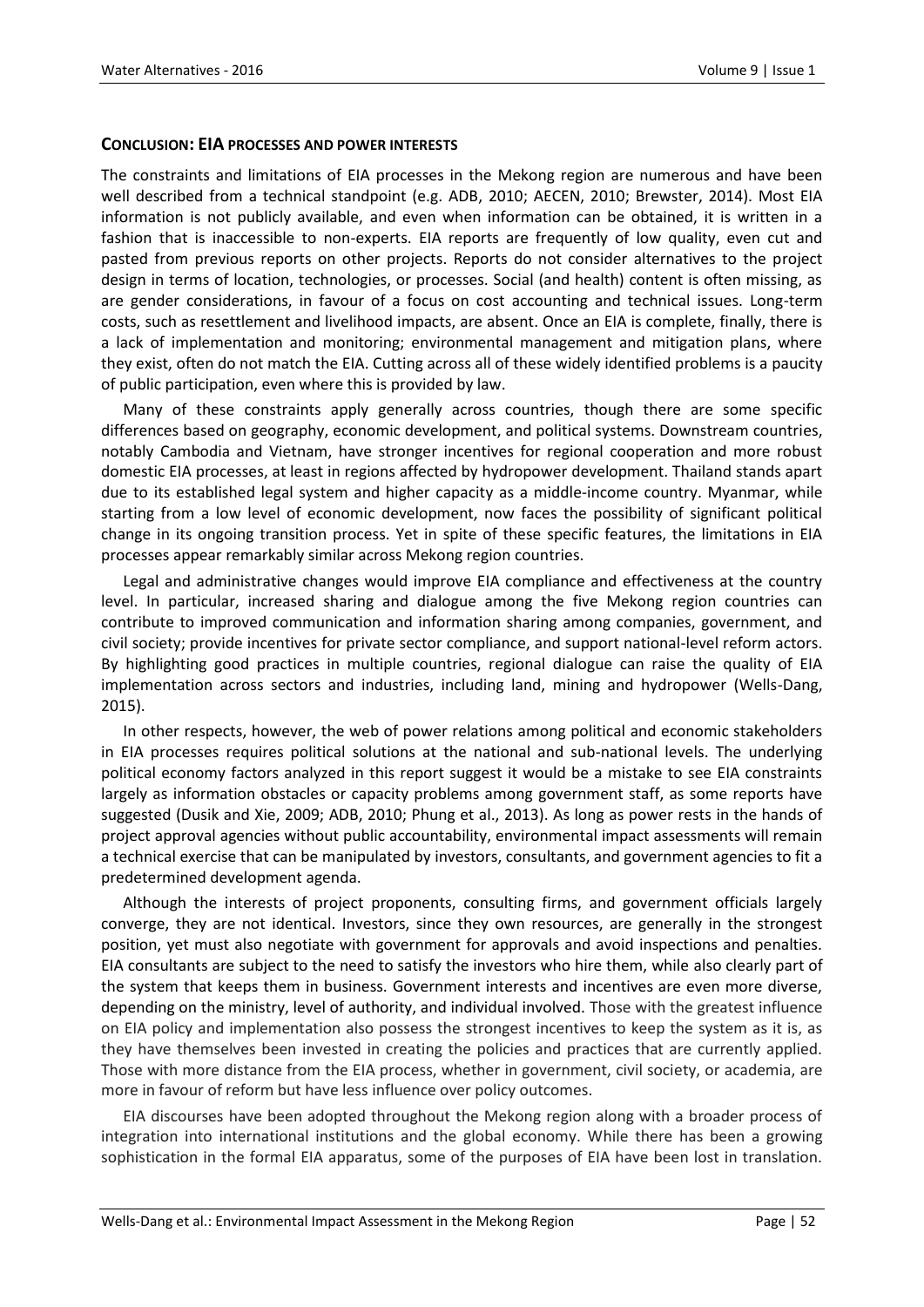## CONCLUSION: EIA PROCESSES AND POWER INTERESTS

The constraints and limitations of EIA processes in the Mekong region are numerous and have been well described from a technical standpoint (e.g. ADB, 2010; AECEN, 2010; Brewster, 2014). Most EIA information is not publicly available, and even when information can be obtained, it is written in a fashion that is inaccessible to non-experts. EIA reports are frequently of low quality, even cut and pasted from previous reports on other projects. Reports do not consider alternatives to the project design in terms of location, technologies, or processes. Social (and health) content is often missing, as are gender considerations, in favour of a focus on cost accounting and technical issues. Long-term costs, such as resettlement and livelihood impacts, are absent. Once an EIA is complete, finally, there is a lack of implementation and monitoring; environmental management and mitigation plans, where they exist, often do not match the EIA. Cutting across all of these widely identified problems is a paucity of public participation, even where this is provided by law.

Many of these constraints apply generally across countries, though there are some specific differences based on geography, economic development, and political systems. Downstream countries, notably Cambodia and Vietnam, have stronger incentives for regional cooperation and more robust domestic EIA processes, at least in regions affected by hydropower development. Thailand stands apart due to its established legal system and higher capacity as a middle-income country. Myanmar, while starting from a low level of economic development, now faces the possibility of significant political change in its ongoing transition process. Yet in spite of these specific features, the limitations in EIA processes appear remarkably similar across Mekong region countries.

Legal and administrative changes would improve EIA compliance and effectiveness at the country level. In particular, increased sharing and dialogue among the five Mekong region countries can contribute to improved communication and information sharing among companies, government, and civil society; provide incentives for private sector compliance, and support national-level reform actors. By highlighting good practices in multiple countries, regional dialogue can raise the quality of EIA implementation across sectors and industries, including land, mining and hydropower (Wells-Dang, 2015).

In other respects, however, the web of power relations among political and economic stakeholders in EIA processes requires political solutions at the national and sub-national levels. The underlying political economy factors analyzed in this report suggest it would be a mistake to see EIA constraints largely as information obstacles or capacity problems among government staff, as some reports have suggested (Dusik and Xie, 2009; ADB, 2010; Phung et al., 2013). As long as power rests in the hands of project approval agencies without public accountability, environmental impact assessments will remain a technical exercise that can be manipulated by investors, consultants, and government agencies to fit a predetermined development agenda.

Although the interests of project proponents, consulting firms, and government officials largely converge, they are not identical. Investors, since they own resources, are generally in the strongest position, yet must also negotiate with government for approvals and avoid inspections and penalties. EIA consultants are subject to the need to satisfy the investors who hire them, while also clearly part of the system that keeps them in business. Government interests and incentives are even more diverse, depending on the ministry, level of authority, and individual involved. Those with the greatest influence on EIA policy and implementation also possess the strongest incentives to keep the system as it is, as they have themselves been invested in creating the policies and practices that are currently applied. Those with more distance from the EIA process, whether in government, civil society, or academia, are more in favour of reform but have less influence over policy outcomes.

EIA discourses have been adopted throughout the Mekong region along with a broader process of integration into international institutions and the global economy. While there has been a growing sophistication in the formal EIA apparatus, some of the purposes of EIA have been lost in translation.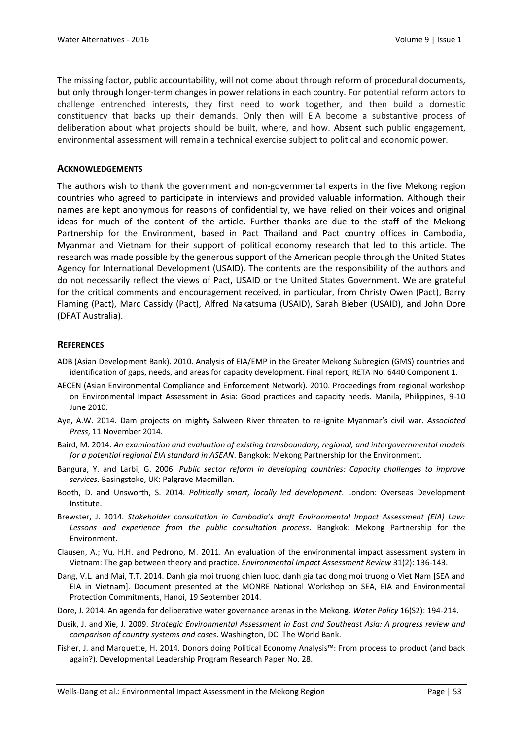The missing factor, public accountability, will not come about through reform of procedural documents, but only through longer-term changes in power relations in each country. For potential reform actors to challenge entrenched interests, they first need to work together, and then build a domestic constituency that backs up their demands. Only then will EIA become a substantive process of deliberation about what projects should be built, where, and how. Absent such public engagement, environmental assessment will remain a technical exercise subject to political and economic power.

## ACKNOWLEDGEMENTS

The authors wish to thank the government and non-governmental experts in the five Mekong region countries who agreed to participate in interviews and provided valuable information. Although their names are kept anonymous for reasons of confidentiality, we have relied on their voices and original ideas for much of the content of the article. Further thanks are due to the staff of the Mekong Partnership for the Environment, based in Pact Thailand and Pact country offices in Cambodia, Myanmar and Vietnam for their support of political economy research that led to this article. The research was made possible by the generous support of the American people through the United States Agency for International Development (USAID). The contents are the responsibility of the authors and do not necessarily reflect the views of Pact, USAID or the United States Government. We are grateful for the critical comments and encouragement received, in particular, from Christy Owen (Pact), Barry Flaming (Pact), Marc Cassidy (Pact), Alfred Nakatsuma (USAID), Sarah Bieber (USAID), and John Dore (DFAT Australia).

## REFERENCES

ADB (Asian Development Bank). 2010. Analysis of EIA/EMP in the Greater Mekong Subregion (GMS) countries and identification of gaps, needs, and areas for capacity development. Final report, RETA No. 6440 Component 1.

AECEN (Asian Environmental Compliance and Enforcement Network). 2010. Proceedings from regional workshop on Environmental Impact Assessment in Asia: Good practices and capacity needs. Manila, Philippines, 9-10 June 2010.

Aye, A.W. 2014. Dam projects on mighty Salween River threaten to re-ignite Myanmar's civil war. *Associated Press*, 11 November 2014.

Baird, M. 2014. *An examination and evaluation of existing transboundary, regional, and intergovernmental models for a potential regional EIA standard in ASEAN*. Bangkok: Mekong Partnership for the Environment.

Bangura, Y. and Larbi, G. 2006. *Public sector reform in developing countries: Capacity challenges to improve services*. Basingstoke, UK: Palgrave Macmillan.

Booth, D. and Unsworth, S. 2014. *Politically smart, locally led development*. London: Overseas Development Institute.

Brewster, J. 2014. *Stakeholder consultation in Cambodia's draft Environmental Impact Assessment (EIA) Law: Lessons and experience from the public consultation process*. Bangkok: Mekong Partnership for the Environment.

Clausen, A.; Vu, H.H. and Pedrono, M. 2011. An evaluation of the environmental impact assessment system in Vietnam: The gap between theory and practice. *Environmental Impact Assessment Review* 31(2): 136-143.

Dang, V.L. and Mai, T.T. 2014. Danh gia moi truong chien luoc, danh gia tac dong moi truong o Viet Nam [SEA and EIA in Vietnam]. Document presented at the MONRE National Workshop on SEA, EIA and Environmental Protection Commitments, Hanoi, 19 September 2014.

Dore, J. 2014. An agenda for deliberative water governance arenas in the Mekong. *Water Policy* 16(S2): 194-214.

Dusik, J. and Xie, J. 2009. *Strategic Environmental Assessment in East and Southeast Asia: A progress review and comparison of country systems and cases*. Washington, DC: The World Bank.

Fisher, J. and Marquette, H. 2014. Donors doing Political Economy Analysis™: From process to product (and back again?). Developmental Leadership Program Research Paper No. 28.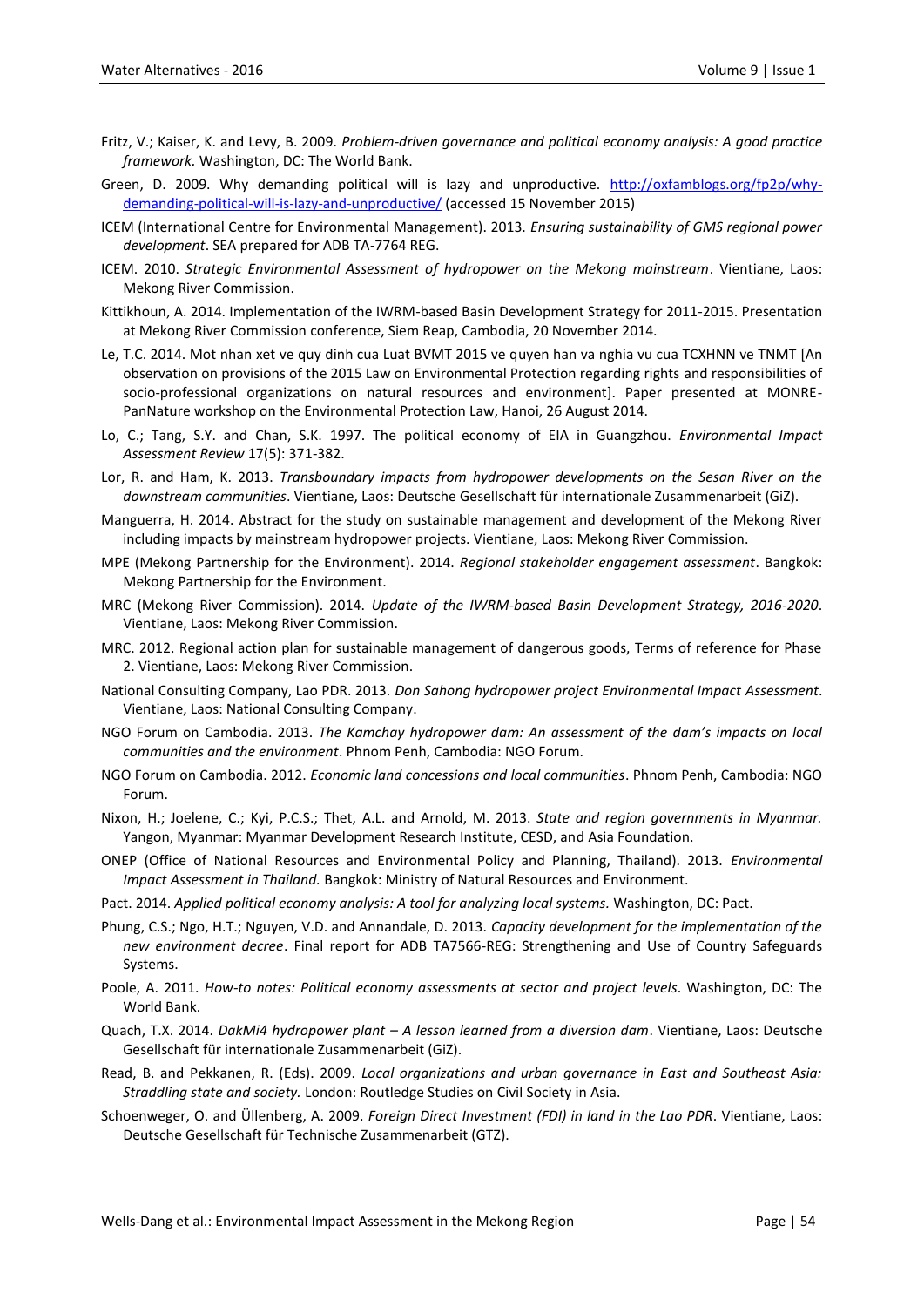Fritz, V.; Kaiser, K. and Levy, B. 2009. *Problem-driven governance and political economy analysis: A good practice framework.* Washington, DC: The World Bank.

Green, D. 2009. Why demanding political will is lazy and unproductive. http://oxfamblogs.org/fp2p/why-demanding-political-will-is-lazy-and-unproductive/ (accessed 15 November 2015)

ICEM (International Centre for Environmental Management). 2013. *Ensuring sustainability of GMS regional power development*. SEA prepared for ADB TA-7764 REG.

ICEM. 2010. *Strategic Environmental Assessment of hydropower on the Mekong mainstream*. Vientiane, Laos: Mekong River Commission.

Kittikhoun, A. 2014. Implementation of the IWRM-based Basin Development Strategy for 2011-2015. Presentation at Mekong River Commission conference, Siem Reap, Cambodia, 20 November 2014.

Le, T.C. 2014. Mot nhan xet ve quy dinh cua Luat BVMT 2015 ve quyen han va nghia vu cua TCXHNN ve TNMT [An observation on provisions of the 2015 Law on Environmental Protection regarding rights and responsibilities of socio-professional organizations on natural resources and environment]. Paper presented at MONRE-PanNature workshop on the Environmental Protection Law, Hanoi, 26 August 2014.

Lo, C.; Tang, S.Y. and Chan, S.K. 1997. The political economy of EIA in Guangzhou. *Environmental Impact Assessment Review* 17(5): 371-382.

Lor, R. and Ham, K. 2013. *Transboundary impacts from hydropower developments on the Sesan River on the downstream communities*. Vientiane, Laos: Deutsche Gesellschaft für internationale Zusammenarbeit (GiZ).

Manguerra, H. 2014. Abstract for the study on sustainable management and development of the Mekong River including impacts by mainstream hydropower projects. Vientiane, Laos: Mekong River Commission.

MPE (Mekong Partnership for the Environment). 2014. *Regional stakeholder engagement assessment*. Bangkok: Mekong Partnership for the Environment.

MRC (Mekong River Commission). 2014. *Update of the IWRM-based Basin Development Strategy, 2016-2020.* Vientiane, Laos: Mekong River Commission.

MRC. 2012. Regional action plan for sustainable management of dangerous goods, Terms of reference for Phase 2. Vientiane, Laos: Mekong River Commission.

National Consulting Company, Lao PDR. 2013. *Don Sahong hydropower project Environmental Impact Assessment*. Vientiane, Laos: National Consulting Company.

NGO Forum on Cambodia. 2013. *The Kamchay hydropower dam: An assessment of the dam's impacts on local communities and the environment*. Phnom Penh, Cambodia: NGO Forum.

NGO Forum on Cambodia. 2012. *Economic land concessions and local communities*. Phnom Penh, Cambodia: NGO Forum.

Nixon, H.; Joelene, C.; Kyi, P.C.S.; Thet, A.L. and Arnold, M. 2013. *State and region governments in Myanmar.* Yangon, Myanmar: Myanmar Development Research Institute, CESD, and Asia Foundation.

ONEP (Office of National Resources and Environmental Policy and Planning, Thailand). 2013. *Environmental Impact Assessment in Thailand.* Bangkok: Ministry of Natural Resources and Environment.

Pact. 2014. *Applied political economy analysis: A tool for analyzing local systems.* Washington, DC: Pact.

Phung, C.S.; Ngo, H.T.; Nguyen, V.D. and Annandale, D. 2013. *Capacity development for the implementation of the new environment decree*. Final report for ADB TA7566-REG: Strengthening and Use of Country Safeguards Systems.

Poole, A. 2011. *How-to notes: Political economy assessments at sector and project levels*. Washington, DC: The World Bank.

Quach, T.X. 2014. *DakMi4 hydropower plant – A lesson learned from a diversion dam*. Vientiane, Laos: Deutsche Gesellschaft für internationale Zusammenarbeit (GiZ).

Read, B. and Pekkanen, R. (Eds). 2009. *Local organizations and urban governance in East and Southeast Asia: Straddling state and society.* London: Routledge Studies on Civil Society in Asia.

Schoenweger, O. and Üllenberg, A. 2009. *Foreign Direct Investment (FDI) in land in the Lao PDR*. Vientiane, Laos: Deutsche Gesellschaft für Technische Zusammenarbeit (GTZ).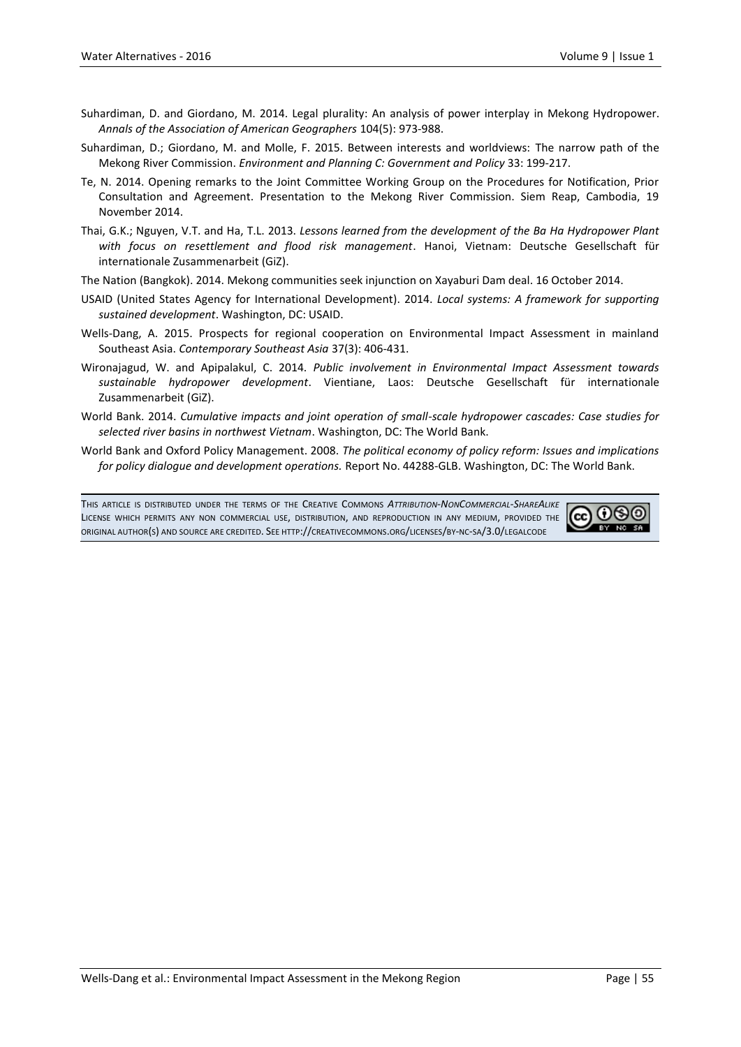Suhardiman, D. and Giordano, M. 2014. Legal plurality: An analysis of power interplay in Mekong Hydropower. *Annals of the Association of American Geographers* 104(5): 973-988.

Suhardiman, D.; Giordano, M. and Molle, F. 2015. Between interests and worldviews: The narrow path of the Mekong River Commission. *Environment and Planning C: Government and Policy* 33: 199-217.

Te, N. 2014. Opening remarks to the Joint Committee Working Group on the Procedures for Notification, Prior Consultation and Agreement. Presentation to the Mekong River Commission. Siem Reap, Cambodia, 19 November 2014.

Thai, G.K.; Nguyen, V.T. and Ha, T.L. 2013. *Lessons learned from the development of the Ba Ha Hydropower Plant with focus on resettlement and flood risk management*. Hanoi, Vietnam: Deutsche Gesellschaft für internationale Zusammenarbeit (GiZ).

The Nation (Bangkok). 2014. Mekong communities seek injunction on Xayaburi Dam deal. 16 October 2014.

USAID (United States Agency for International Development). 2014. *Local systems: A framework for supporting sustained development*. Washington, DC: USAID.

Wells-Dang, A. 2015. Prospects for regional cooperation on Environmental Impact Assessment in mainland Southeast Asia. *Contemporary Southeast Asia* 37(3): 406-431.

Wironajagud, W. and Apipalakul, C. 2014. *Public involvement in Environmental Impact Assessment towards sustainable hydropower development*. Vientiane, Laos: Deutsche Gesellschaft für internationale Zusammenarbeit (GiZ).

World Bank. 2014. *Cumulative impacts and joint operation of small-scale hydropower cascades: Case studies for selected river basins in northwest Vietnam*. Washington, DC: The World Bank.

World Bank and Oxford Policy Management. 2008. *The political economy of policy reform: Issues and implications for policy dialogue and development operations.* Report No. 44288-GLB. Washington, DC: The World Bank.

THIS ARTICLE IS DISTRIBUTED UNDER THE TERMS OF THE CREATIVE COMMONS *ATTRIBUTION-NONCOMMERCIAL-SHAREALIKE* LICENSE WHICH PERMITS ANY NON COMMERCIAL USE, DISTRIBUTION, AND REPRODUCTION IN ANY MEDIUM, PROVIDED THE ORIGINAL AUTHOR(S) AND SOURCE ARE CREDITED. SEE HTTP://CREATIVECOMMONS.ORG/LICENSES/BY-NC-SA/3.0/LEGALCODE